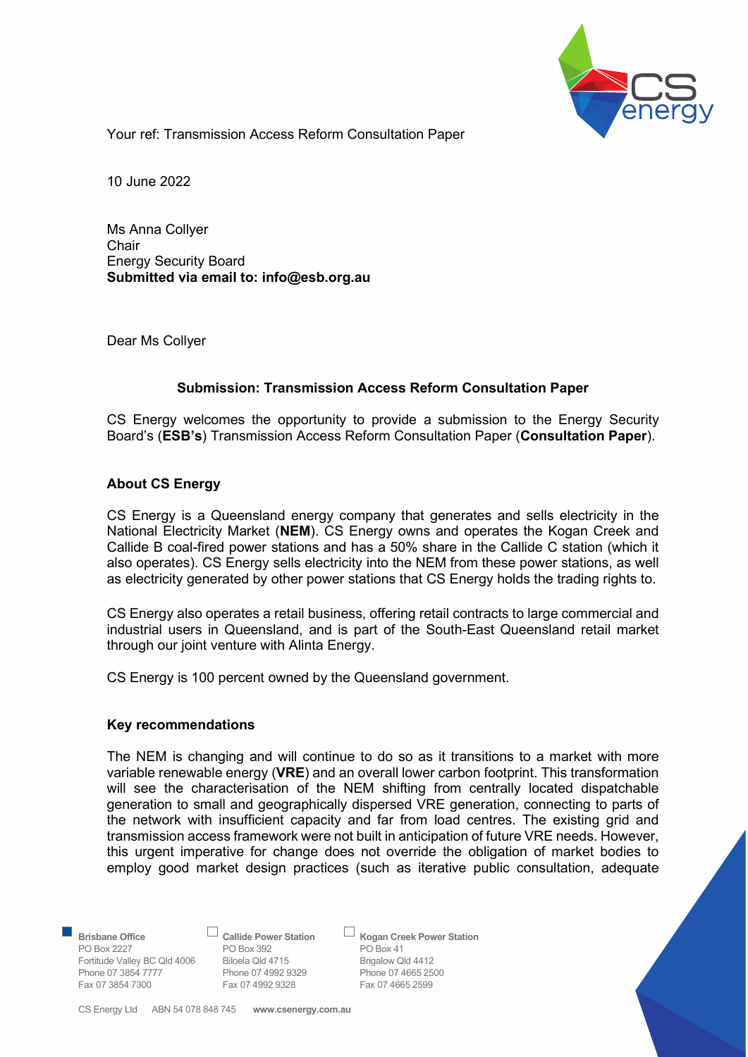Your ref: Transmission Access Reform Consultation Paper

10 June 2022

Ms Anna Collyer
Chair
Energy Security Board
**Submitted via email to: info@esb.org.au**

Dear Ms Collyer

**Submission: Transmission Access Reform Consultation Paper**

CS Energy welcomes the opportunity to provide a submission to the Energy Security Board's (**ESB's**) Transmission Access Reform Consultation Paper (**Consultation Paper**).

## About CS Energy

CS Energy is a Queensland energy company that generates and sells electricity in the National Electricity Market (**NEM**). CS Energy owns and operates the Kogan Creek and Callide B coal-fired power stations and has a 50% share in the Callide C station (which it also operates). CS Energy sells electricity into the NEM from these power stations, as well as electricity generated by other power stations that CS Energy holds the trading rights to.

CS Energy also operates a retail business, offering retail contracts to large commercial and industrial users in Queensland, and is part of the South-East Queensland retail market through our joint venture with Alinta Energy.

CS Energy is 100 percent owned by the Queensland government.

## Key recommendations

The NEM is changing and will continue to do so as it transitions to a market with more variable renewable energy (**VRE**) and an overall lower carbon footprint. This transformation will see the characterisation of the NEM shifting from centrally located dispatchable generation to small and geographically dispersed VRE generation, connecting to parts of the network with insufficient capacity and far from load centres. The existing grid and transmission access framework were not built in anticipation of future VRE needs. However, this urgent imperative for change does not override the obligation of market bodies to employ good market design practices (such as iterative public consultation, adequate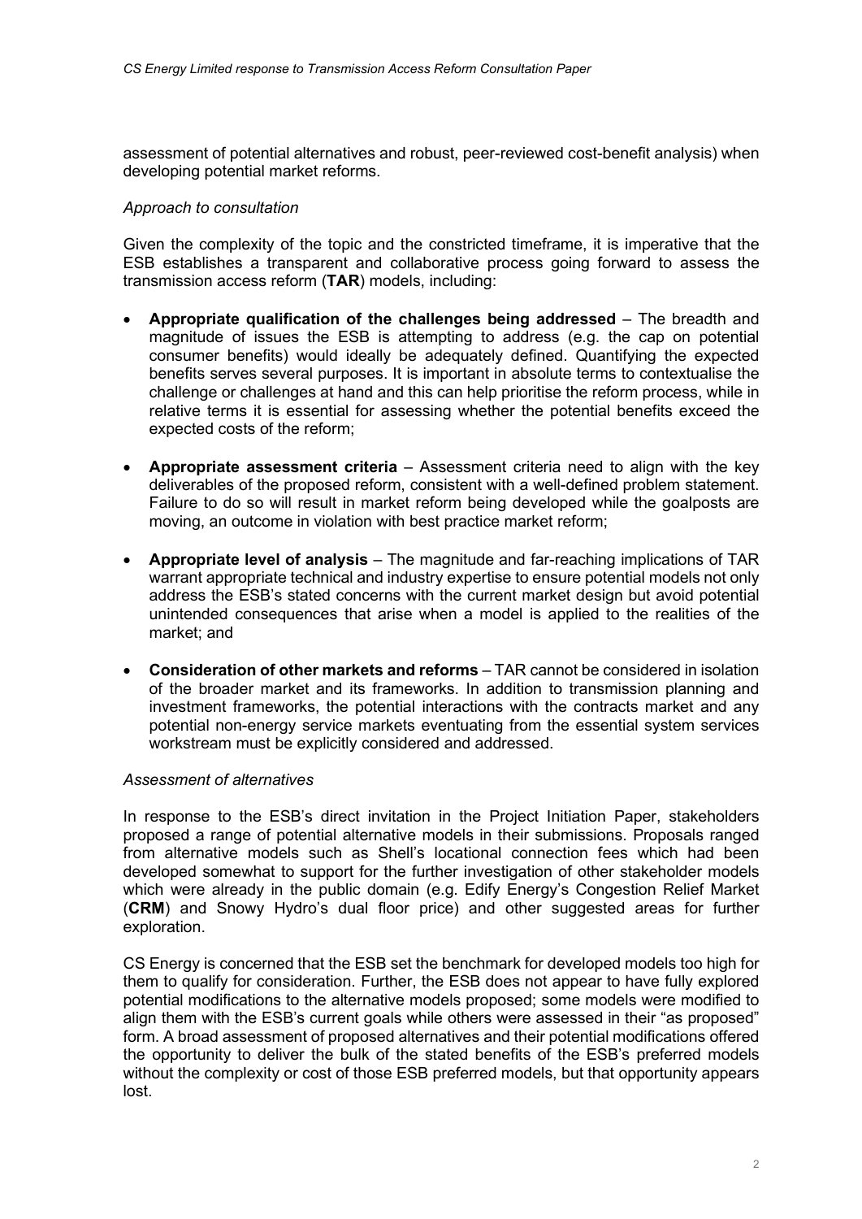assessment of potential alternatives and robust, peer-reviewed cost-benefit analysis) when developing potential market reforms.

*Approach to consultation*

Given the complexity of the topic and the constricted timeframe, it is imperative that the ESB establishes a transparent and collaborative process going forward to assess the transmission access reform (**TAR**) models, including:

- **Appropriate qualification of the challenges being addressed** – The breadth and magnitude of issues the ESB is attempting to address (e.g. the cap on potential consumer benefits) would ideally be adequately defined. Quantifying the expected benefits serves several purposes. It is important in absolute terms to contextualise the challenge or challenges at hand and this can help prioritise the reform process, while in relative terms it is essential for assessing whether the potential benefits exceed the expected costs of the reform;
- **Appropriate assessment criteria** – Assessment criteria need to align with the key deliverables of the proposed reform, consistent with a well-defined problem statement. Failure to do so will result in market reform being developed while the goalposts are moving, an outcome in violation with best practice market reform;
- **Appropriate level of analysis** – The magnitude and far-reaching implications of TAR warrant appropriate technical and industry expertise to ensure potential models not only address the ESB's stated concerns with the current market design but avoid potential unintended consequences that arise when a model is applied to the realities of the market; and
- **Consideration of other markets and reforms** – TAR cannot be considered in isolation of the broader market and its frameworks. In addition to transmission planning and investment frameworks, the potential interactions with the contracts market and any potential non-energy service markets eventuating from the essential system services workstream must be explicitly considered and addressed.

*Assessment of alternatives*

In response to the ESB's direct invitation in the Project Initiation Paper, stakeholders proposed a range of potential alternative models in their submissions. Proposals ranged from alternative models such as Shell's locational connection fees which had been developed somewhat to support for the further investigation of other stakeholder models which were already in the public domain (e.g. Edify Energy's Congestion Relief Market (**CRM**) and Snowy Hydro's dual floor price) and other suggested areas for further exploration.

CS Energy is concerned that the ESB set the benchmark for developed models too high for them to qualify for consideration. Further, the ESB does not appear to have fully explored potential modifications to the alternative models proposed; some models were modified to align them with the ESB's current goals while others were assessed in their "as proposed" form. A broad assessment of proposed alternatives and their potential modifications offered the opportunity to deliver the bulk of the stated benefits of the ESB's preferred models without the complexity or cost of those ESB preferred models, but that opportunity appears lost.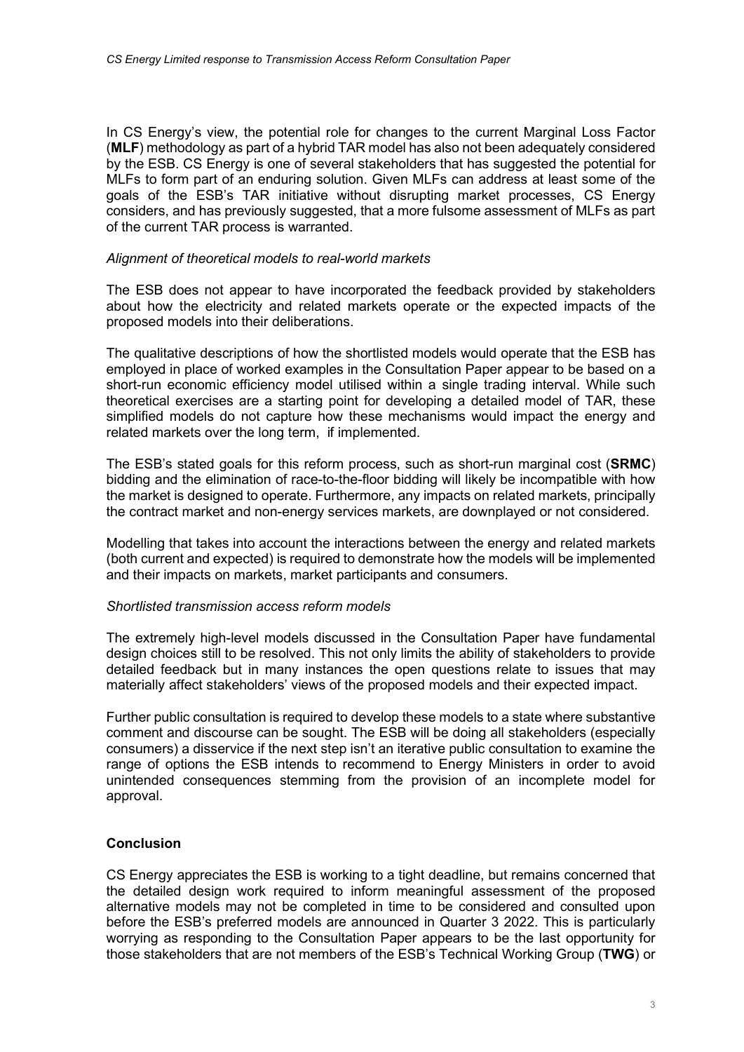In CS Energy's view, the potential role for changes to the current Marginal Loss Factor (**MLF**) methodology as part of a hybrid TAR model has also not been adequately considered by the ESB. CS Energy is one of several stakeholders that has suggested the potential for MLFs to form part of an enduring solution. Given MLFs can address at least some of the goals of the ESB's TAR initiative without disrupting market processes, CS Energy considers, and has previously suggested, that a more fulsome assessment of MLFs as part of the current TAR process is warranted.

*Alignment of theoretical models to real-world markets*

The ESB does not appear to have incorporated the feedback provided by stakeholders about how the electricity and related markets operate or the expected impacts of the proposed models into their deliberations.

The qualitative descriptions of how the shortlisted models would operate that the ESB has employed in place of worked examples in the Consultation Paper appear to be based on a short-run economic efficiency model utilised within a single trading interval. While such theoretical exercises are a starting point for developing a detailed model of TAR, these simplified models do not capture how these mechanisms would impact the energy and related markets over the long term, if implemented.

The ESB's stated goals for this reform process, such as short-run marginal cost (**SRMC**) bidding and the elimination of race-to-the-floor bidding will likely be incompatible with how the market is designed to operate. Furthermore, any impacts on related markets, principally the contract market and non-energy services markets, are downplayed or not considered.

Modelling that takes into account the interactions between the energy and related markets (both current and expected) is required to demonstrate how the models will be implemented and their impacts on markets, market participants and consumers.

*Shortlisted transmission access reform models*

The extremely high-level models discussed in the Consultation Paper have fundamental design choices still to be resolved. This not only limits the ability of stakeholders to provide detailed feedback but in many instances the open questions relate to issues that may materially affect stakeholders' views of the proposed models and their expected impact.

Further public consultation is required to develop these models to a state where substantive comment and discourse can be sought. The ESB will be doing all stakeholders (especially consumers) a disservice if the next step isn't an iterative public consultation to examine the range of options the ESB intends to recommend to Energy Ministers in order to avoid unintended consequences stemming from the provision of an incomplete model for approval.

**Conclusion**

CS Energy appreciates the ESB is working to a tight deadline, but remains concerned that the detailed design work required to inform meaningful assessment of the proposed alternative models may not be completed in time to be considered and consulted upon before the ESB's preferred models are announced in Quarter 3 2022. This is particularly worrying as responding to the Consultation Paper appears to be the last opportunity for those stakeholders that are not members of the ESB's Technical Working Group (**TWG**) or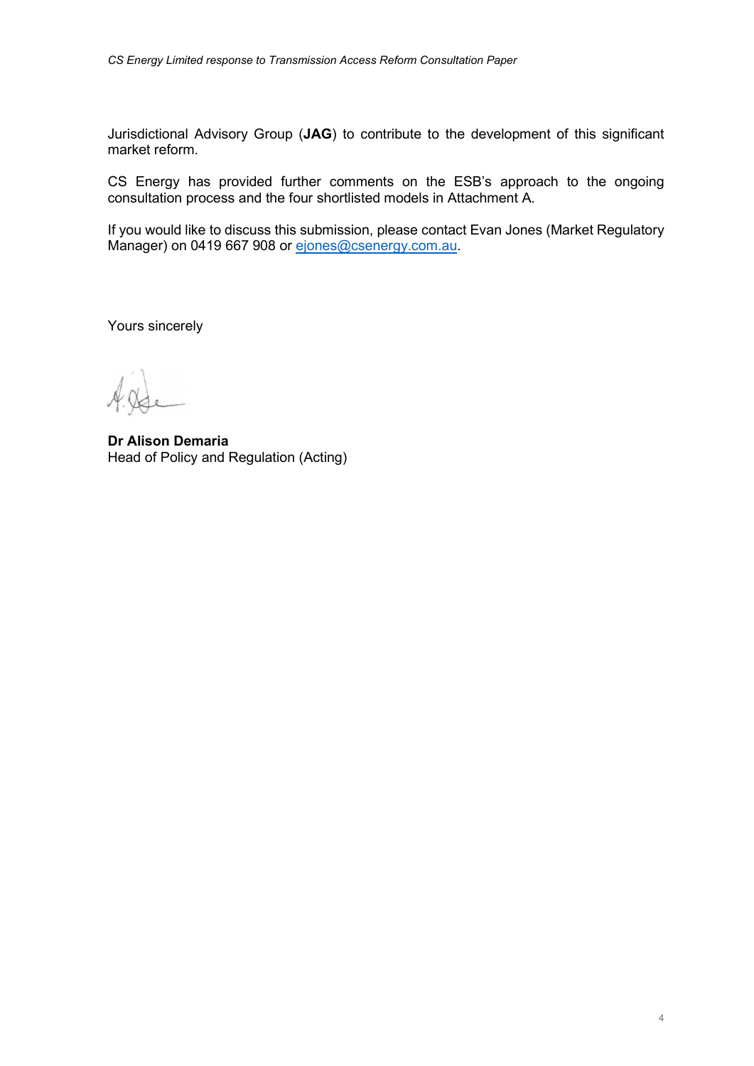Jurisdictional Advisory Group (**JAG**) to contribute to the development of this significant market reform.

CS Energy has provided further comments on the ESB's approach to the ongoing consultation process and the four shortlisted models in Attachment A.

If you would like to discuss this submission, please contact Evan Jones (Market Regulatory Manager) on 0419 667 908 or ejones@csenergy.com.au.

Yours sincerely

**Dr Alison Demaria**
Head of Policy and Regulation (Acting)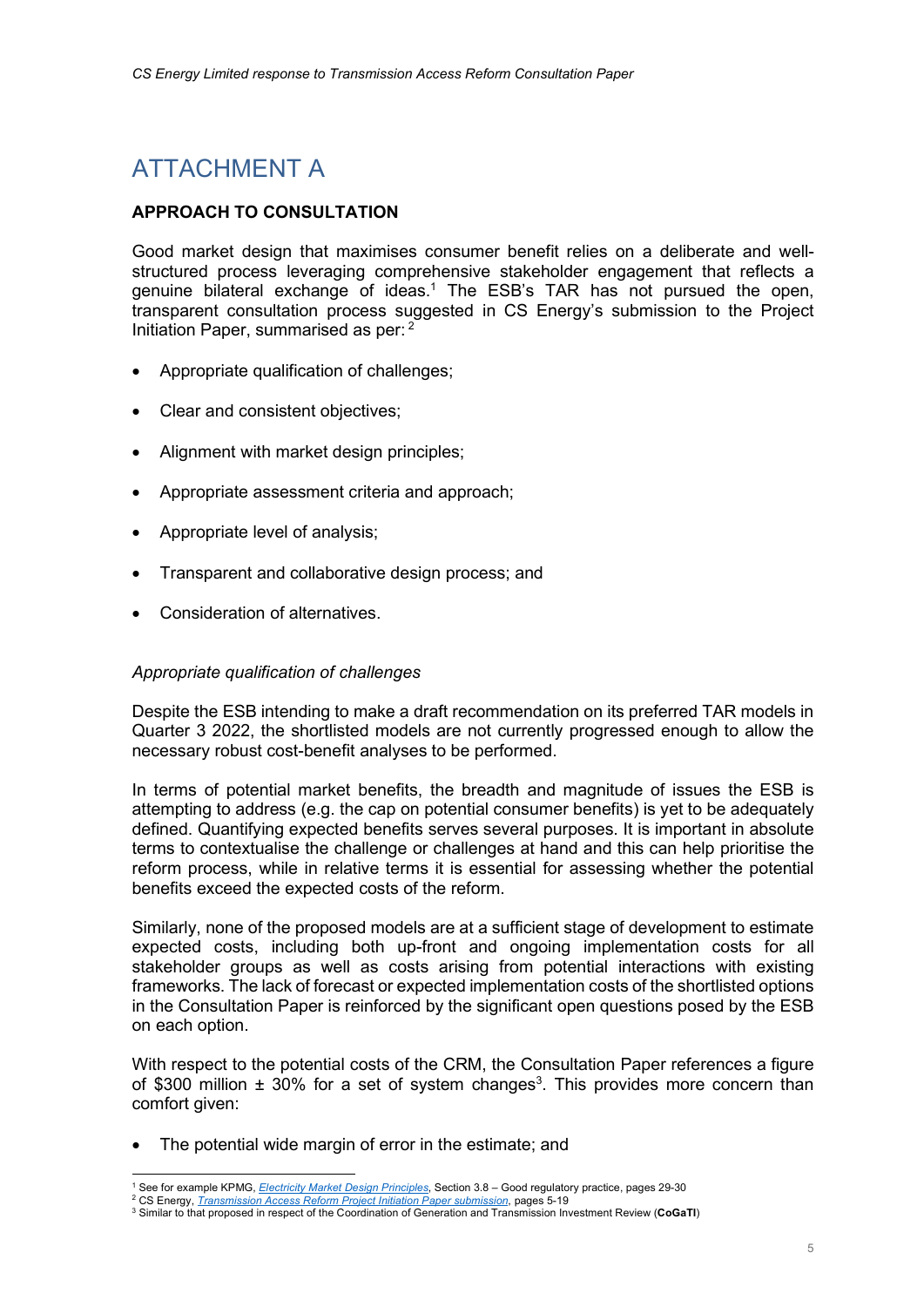# ATTACHMENT A

**APPROACH TO CONSULTATION**

Good market design that maximises consumer benefit relies on a deliberate and well-structured process leveraging comprehensive stakeholder engagement that reflects a genuine bilateral exchange of ideas.[1] The ESB's TAR has not pursued the open, transparent consultation process suggested in CS Energy's submission to the Project Initiation Paper, summarised as per: [2]

- Appropriate qualification of challenges;
- Clear and consistent objectives;
- Alignment with market design principles;
- Appropriate assessment criteria and approach;
- Appropriate level of analysis;
- Transparent and collaborative design process; and
- Consideration of alternatives.

*Appropriate qualification of challenges*

Despite the ESB intending to make a draft recommendation on its preferred TAR models in Quarter 3 2022, the shortlisted models are not currently progressed enough to allow the necessary robust cost-benefit analyses to be performed.

In terms of potential market benefits, the breadth and magnitude of issues the ESB is attempting to address (e.g. the cap on potential consumer benefits) is yet to be adequately defined. Quantifying expected benefits serves several purposes. It is important in absolute terms to contextualise the challenge or challenges at hand and this can help prioritise the reform process, while in relative terms it is essential for assessing whether the potential benefits exceed the expected costs of the reform.

Similarly, none of the proposed models are at a sufficient stage of development to estimate expected costs, including both up-front and ongoing implementation costs for all stakeholder groups as well as costs arising from potential interactions with existing frameworks. The lack of forecast or expected implementation costs of the shortlisted options in the Consultation Paper is reinforced by the significant open questions posed by the ESB on each option.

With respect to the potential costs of the CRM, the Consultation Paper references a figure of \$300 million ± 30% for a set of system changes[3]. This provides more concern than comfort given:

- The potential wide margin of error in the estimate; and

---

[1] See for example KPMG, *Electricity Market Design Principles*, Section 3.8 – Good regulatory practice, pages 29-30

[2] CS Energy, *Transmission Access Reform Project Initiation Paper submission*, pages 5-19

[3] Similar to that proposed in respect of the Coordination of Generation and Transmission Investment Review (**CoGaTI**)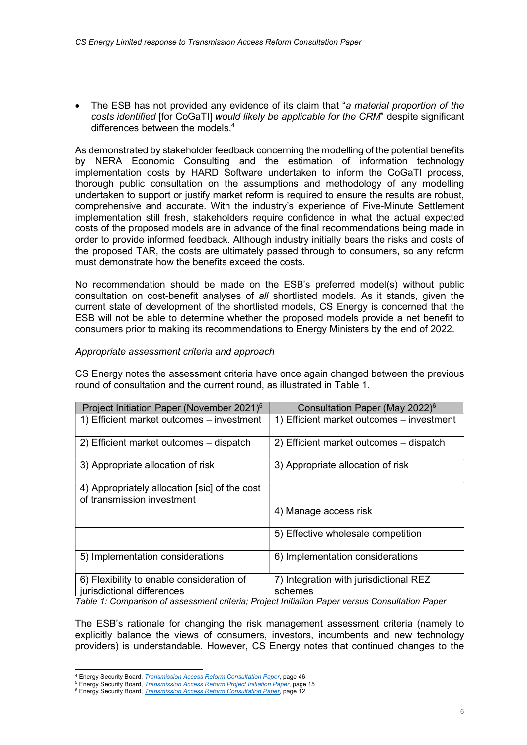- The ESB has not provided any evidence of its claim that "*a material proportion of the costs identified* [for CoGaTI] *would likely be applicable for the CRM*" despite significant differences between the models.[4]

As demonstrated by stakeholder feedback concerning the modelling of the potential benefits by NERA Economic Consulting and the estimation of information technology implementation costs by HARD Software undertaken to inform the CoGaTI process, thorough public consultation on the assumptions and methodology of any modelling undertaken to support or justify market reform is required to ensure the results are robust, comprehensive and accurate. With the industry's experience of Five-Minute Settlement implementation still fresh, stakeholders require confidence in what the actual expected costs of the proposed models are in advance of the final recommendations being made in order to provide informed feedback. Although industry initially bears the risks and costs of the proposed TAR, the costs are ultimately passed through to consumers, so any reform must demonstrate how the benefits exceed the costs.

No recommendation should be made on the ESB's preferred model(s) without public consultation on cost-benefit analyses of *all* shortlisted models. As it stands, given the current state of development of the shortlisted models, CS Energy is concerned that the ESB will not be able to determine whether the proposed models provide a net benefit to consumers prior to making its recommendations to Energy Ministers by the end of 2022.

*Appropriate assessment criteria and approach*

CS Energy notes the assessment criteria have once again changed between the previous round of consultation and the current round, as illustrated in Table 1.

| Project Initiation Paper (November 2021)[5] | Consultation Paper (May 2022)[6] |
|---|---|
| 1) Efficient market outcomes – investment | 1) Efficient market outcomes – investment |
| 2) Efficient market outcomes – dispatch | 2) Efficient market outcomes – dispatch |
| 3) Appropriate allocation of risk | 3) Appropriate allocation of risk |
| 4) Appropriately allocation [sic] of the cost of transmission investment | |
| | 4) Manage access risk |
| | 5) Effective wholesale competition |
| 5) Implementation considerations | 6) Implementation considerations |
| 6) Flexibility to enable consideration of jurisdictional differences | 7) Integration with jurisdictional REZ schemes |

*Table 1: Comparison of assessment criteria; Project Initiation Paper versus Consultation Paper*

The ESB's rationale for changing the risk management assessment criteria (namely to explicitly balance the views of consumers, investors, incumbents and new technology providers) is understandable. However, CS Energy notes that continued changes to the

[4] Energy Security Board, *Transmission Access Reform Consultation Paper*, page 46
[5] Energy Security Board, *Transmission Access Reform Project Initiation Paper*, page 15
[6] Energy Security Board, *Transmission Access Reform Consultation Paper*, page 12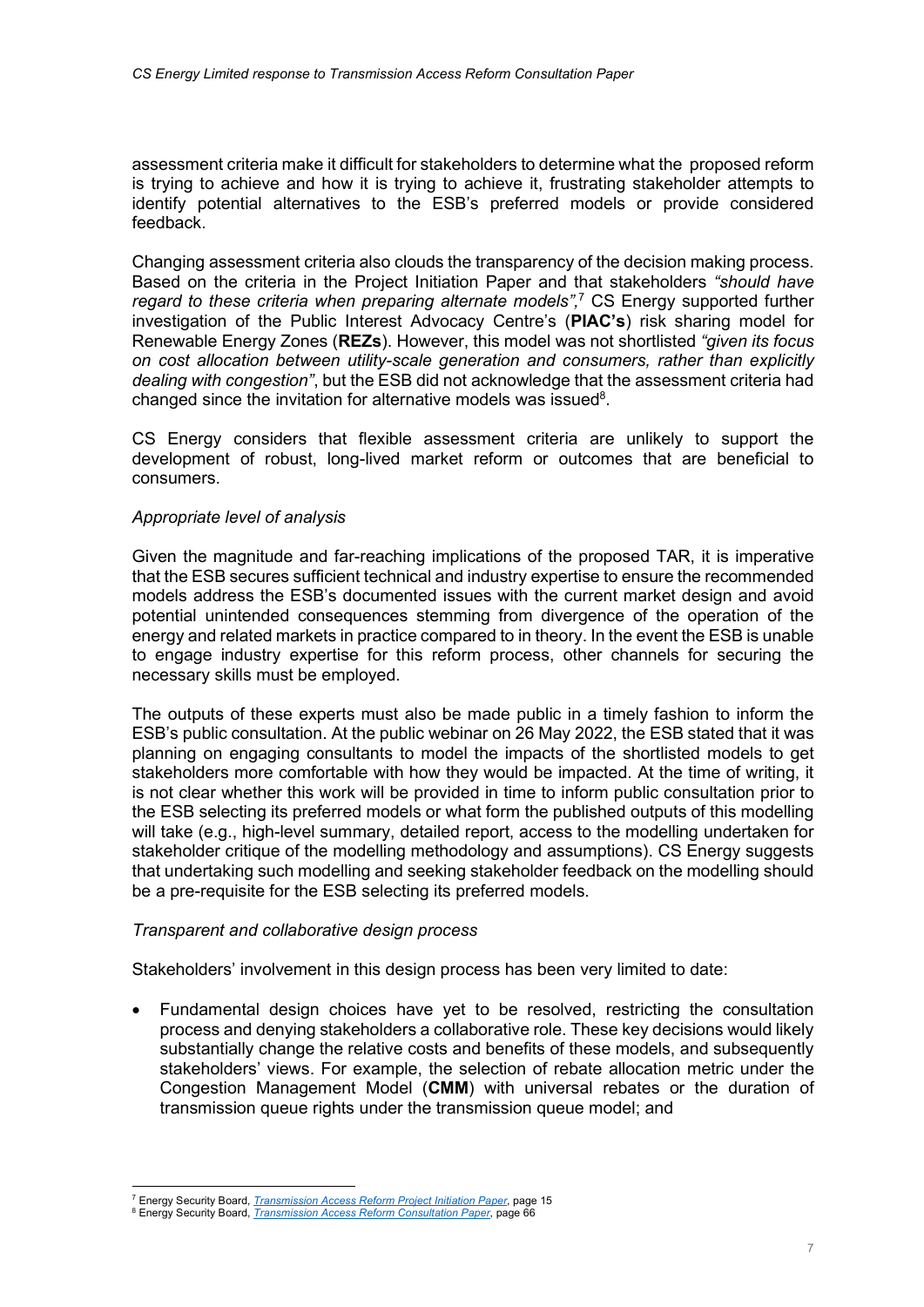assessment criteria make it difficult for stakeholders to determine what the proposed reform is trying to achieve and how it is trying to achieve it, frustrating stakeholder attempts to identify potential alternatives to the ESB's preferred models or provide considered feedback.

Changing assessment criteria also clouds the transparency of the decision making process. Based on the criteria in the Project Initiation Paper and that stakeholders *"should have regard to these criteria when preparing alternate models"*,[7] CS Energy supported further investigation of the Public Interest Advocacy Centre's (**PIAC's**) risk sharing model for Renewable Energy Zones (**REZs**). However, this model was not shortlisted *"given its focus on cost allocation between utility-scale generation and consumers, rather than explicitly dealing with congestion"*, but the ESB did not acknowledge that the assessment criteria had changed since the invitation for alternative models was issued[8].

CS Energy considers that flexible assessment criteria are unlikely to support the development of robust, long-lived market reform or outcomes that are beneficial to consumers.

*Appropriate level of analysis*

Given the magnitude and far-reaching implications of the proposed TAR, it is imperative that the ESB secures sufficient technical and industry expertise to ensure the recommended models address the ESB's documented issues with the current market design and avoid potential unintended consequences stemming from divergence of the operation of the energy and related markets in practice compared to in theory. In the event the ESB is unable to engage industry expertise for this reform process, other channels for securing the necessary skills must be employed.

The outputs of these experts must also be made public in a timely fashion to inform the ESB's public consultation. At the public webinar on 26 May 2022, the ESB stated that it was planning on engaging consultants to model the impacts of the shortlisted models to get stakeholders more comfortable with how they would be impacted. At the time of writing, it is not clear whether this work will be provided in time to inform public consultation prior to the ESB selecting its preferred models or what form the published outputs of this modelling will take (e.g., high-level summary, detailed report, access to the modelling undertaken for stakeholder critique of the modelling methodology and assumptions). CS Energy suggests that undertaking such modelling and seeking stakeholder feedback on the modelling should be a pre-requisite for the ESB selecting its preferred models.

*Transparent and collaborative design process*

Stakeholders' involvement in this design process has been very limited to date:

- Fundamental design choices have yet to be resolved, restricting the consultation process and denying stakeholders a collaborative role. These key decisions would likely substantially change the relative costs and benefits of these models, and subsequently stakeholders' views. For example, the selection of rebate allocation metric under the Congestion Management Model (**CMM**) with universal rebates or the duration of transmission queue rights under the transmission queue model; and

[7] Energy Security Board, *Transmission Access Reform Project Initiation Paper*, page 15
[8] Energy Security Board, *Transmission Access Reform Consultation Paper*, page 66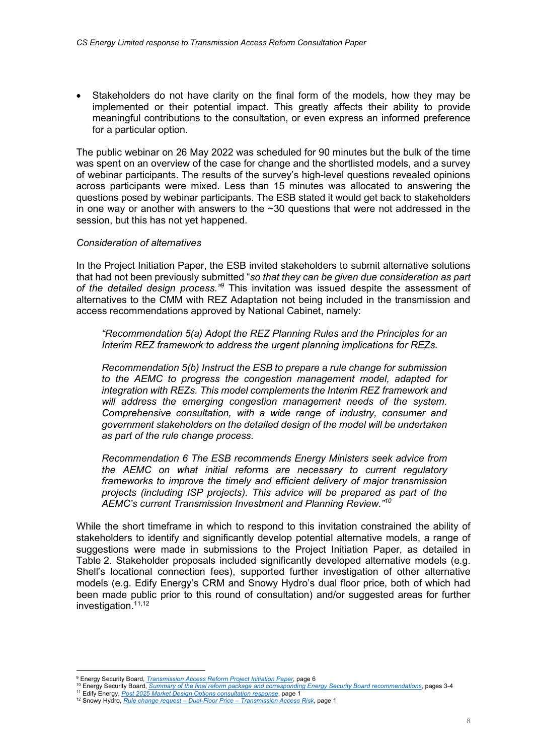- Stakeholders do not have clarity on the final form of the models, how they may be implemented or their potential impact. This greatly affects their ability to provide meaningful contributions to the consultation, or even express an informed preference for a particular option.

The public webinar on 26 May 2022 was scheduled for 90 minutes but the bulk of the time was spent on an overview of the case for change and the shortlisted models, and a survey of webinar participants. The results of the survey's high-level questions revealed opinions across participants were mixed. Less than 15 minutes was allocated to answering the questions posed by webinar participants. The ESB stated it would get back to stakeholders in one way or another with answers to the ~30 questions that were not addressed in the session, but this has not yet happened.

*Consideration of alternatives*

In the Project Initiation Paper, the ESB invited stakeholders to submit alternative solutions that had not been previously submitted "*so that they can be given due consideration as part of the detailed design process."*[9] This invitation was issued despite the assessment of alternatives to the CMM with REZ Adaptation not being included in the transmission and access recommendations approved by National Cabinet, namely:

> *"Recommendation 5(a) Adopt the REZ Planning Rules and the Principles for an Interim REZ framework to address the urgent planning implications for REZs.*
>
> *Recommendation 5(b) Instruct the ESB to prepare a rule change for submission to the AEMC to progress the congestion management model, adapted for integration with REZs. This model complements the Interim REZ framework and will address the emerging congestion management needs of the system. Comprehensive consultation, with a wide range of industry, consumer and government stakeholders on the detailed design of the model will be undertaken as part of the rule change process.*
>
> *Recommendation 6 The ESB recommends Energy Ministers seek advice from the AEMC on what initial reforms are necessary to current regulatory frameworks to improve the timely and efficient delivery of major transmission projects (including ISP projects). This advice will be prepared as part of the AEMC's current Transmission Investment and Planning Review."*[10]

While the short timeframe in which to respond to this invitation constrained the ability of stakeholders to identify and significantly develop potential alternative models, a range of suggestions were made in submissions to the Project Initiation Paper, as detailed in Table 2. Stakeholder proposals included significantly developed alternative models (e.g. Shell's locational connection fees), supported further investigation of other alternative models (e.g. Edify Energy's CRM and Snowy Hydro's dual floor price, both of which had been made public prior to this round of consultation) and/or suggested areas for further investigation.[11,12]

---

[9] Energy Security Board, *Transmission Access Reform Project Initiation Paper*, page 6

[10] Energy Security Board, *Summary of the final reform package and corresponding Energy Security Board recommendations*, pages 3-4

[11] Edify Energy, *Post 2025 Market Design Options consultation response*, page 1

[12] Snowy Hydro, *Rule change request – Dual-Floor Price – Transmission Access Risk*, page 1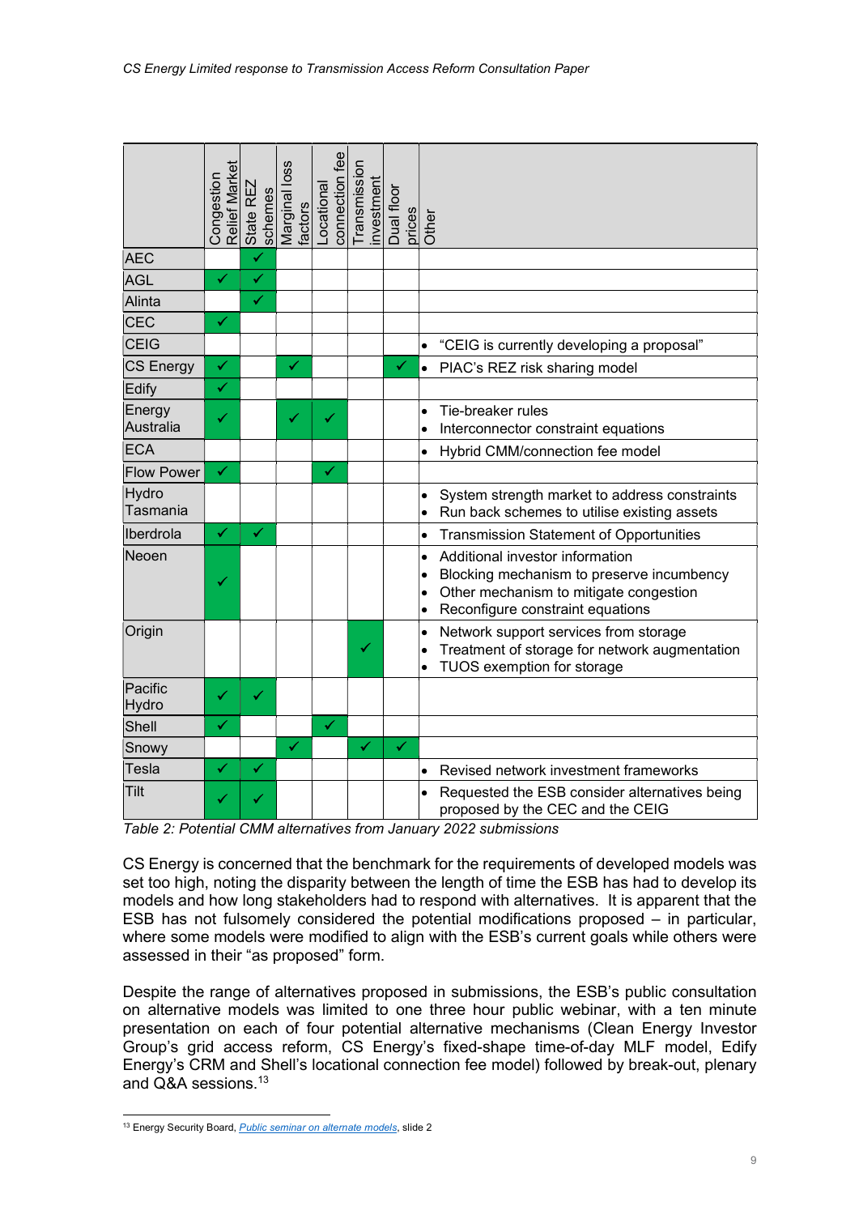| | Congestion Relief Market | State REZ schemes | Marginal loss factors | Locational connection fee | Transmission investment | Dual floor prices | Other |
|---|---|---|---|---|---|---|---|
| AEC | | ✓ | | | | | |
| AGL | ✓ | ✓ | | | | | |
| Alinta | | ✓ | | | | | |
| CEC | ✓ | | | | | | |
| CEIG | | | | | | | • "CEIG is currently developing a proposal" |
| CS Energy | ✓ | | ✓ | | | ✓ | • PIAC's REZ risk sharing model |
| Edify | ✓ | | | | | | |
| Energy Australia | ✓ | | ✓ | ✓ | | | • Tie-breaker rules<br>• Interconnector constraint equations |
| ECA | | | | | | | • Hybrid CMM/connection fee model |
| Flow Power | ✓ | | | ✓ | | | |
| Hydro Tasmania | | | | | | | • System strength market to address constraints<br>• Run back schemes to utilise existing assets |
| Iberdrola | ✓ | ✓ | | | | | • Transmission Statement of Opportunities |
| Neoen | ✓ | | | | | | • Additional investor information<br>• Blocking mechanism to preserve incumbency<br>• Other mechanism to mitigate congestion<br>• Reconfigure constraint equations |
| Origin | | | | | ✓ | | • Network support services from storage<br>• Treatment of storage for network augmentation<br>• TUOS exemption for storage |
| Pacific Hydro | ✓ | ✓ | | | | | |
| Shell | ✓ | | | ✓ | | | |
| Snowy | | | ✓ | | ✓ | ✓ | |
| Tesla | ✓ | ✓ | | | | | • Revised network investment frameworks |
| Tilt | ✓ | ✓ | | | | | • Requested the ESB consider alternatives being proposed by the CEC and the CEIG |

*Table 2: Potential CMM alternatives from January 2022 submissions*

CS Energy is concerned that the benchmark for the requirements of developed models was set too high, noting the disparity between the length of time the ESB has had to develop its models and how long stakeholders had to respond with alternatives. It is apparent that the ESB has not fulsomely considered the potential modifications proposed – in particular, where some models were modified to align with the ESB's current goals while others were assessed in their "as proposed" form.

Despite the range of alternatives proposed in submissions, the ESB's public consultation on alternative models was limited to one three hour public webinar, with a ten minute presentation on each of four potential alternative mechanisms (Clean Energy Investor Group's grid access reform, CS Energy's fixed-shape time-of-day MLF model, Edify Energy's CRM and Shell's locational connection fee model) followed by break-out, plenary and Q&A sessions.[13]

[13] Energy Security Board, *Public seminar on alternate models*, slide 2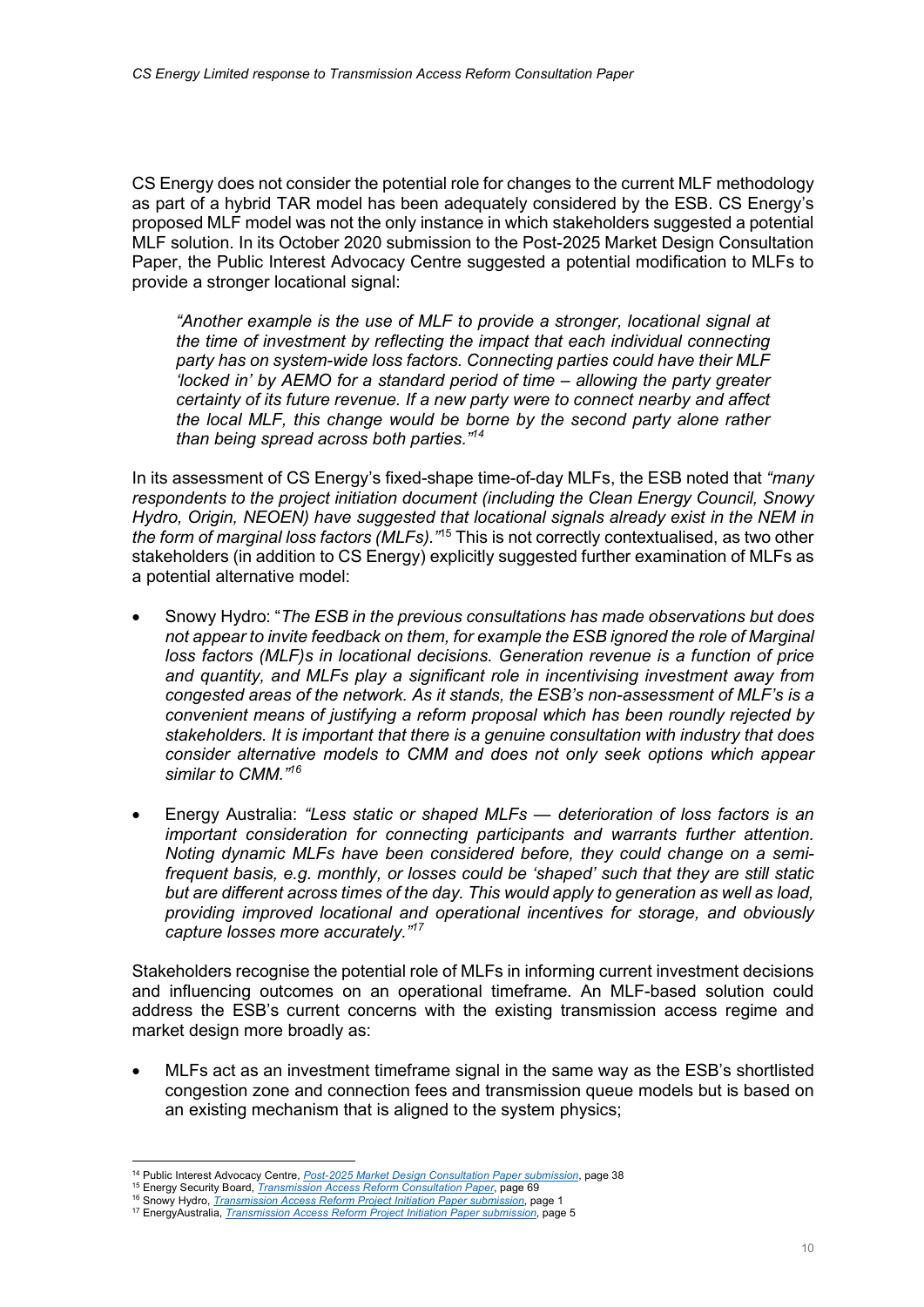CS Energy does not consider the potential role for changes to the current MLF methodology as part of a hybrid TAR model has been adequately considered by the ESB. CS Energy's proposed MLF model was not the only instance in which stakeholders suggested a potential MLF solution. In its October 2020 submission to the Post-2025 Market Design Consultation Paper, the Public Interest Advocacy Centre suggested a potential modification to MLFs to provide a stronger locational signal:

> *"Another example is the use of MLF to provide a stronger, locational signal at the time of investment by reflecting the impact that each individual connecting party has on system-wide loss factors. Connecting parties could have their MLF 'locked in' by AEMO for a standard period of time – allowing the party greater certainty of its future revenue. If a new party were to connect nearby and affect the local MLF, this change would be borne by the second party alone rather than being spread across both parties."*[14]

In its assessment of CS Energy's fixed-shape time-of-day MLFs, the ESB noted that *"many respondents to the project initiation document (including the Clean Energy Council, Snowy Hydro, Origin, NEOEN) have suggested that locational signals already exist in the NEM in the form of marginal loss factors (MLFs)."*[15] This is not correctly contextualised, as two other stakeholders (in addition to CS Energy) explicitly suggested further examination of MLFs as a potential alternative model:

- Snowy Hydro: "*The ESB in the previous consultations has made observations but does not appear to invite feedback on them, for example the ESB ignored the role of Marginal loss factors (MLF)s in locational decisions. Generation revenue is a function of price and quantity, and MLFs play a significant role in incentivising investment away from congested areas of the network. As it stands, the ESB's non-assessment of MLF's is a convenient means of justifying a reform proposal which has been roundly rejected by stakeholders. It is important that there is a genuine consultation with industry that does consider alternative models to CMM and does not only seek options which appear similar to CMM."*[16]
- Energy Australia: *"Less static or shaped MLFs — deterioration of loss factors is an important consideration for connecting participants and warrants further attention. Noting dynamic MLFs have been considered before, they could change on a semi-frequent basis, e.g. monthly, or losses could be 'shaped' such that they are still static but are different across times of the day. This would apply to generation as well as load, providing improved locational and operational incentives for storage, and obviously capture losses more accurately."*[17]

Stakeholders recognise the potential role of MLFs in informing current investment decisions and influencing outcomes on an operational timeframe. An MLF-based solution could address the ESB's current concerns with the existing transmission access regime and market design more broadly as:

- MLFs act as an investment timeframe signal in the same way as the ESB's shortlisted congestion zone and connection fees and transmission queue models but is based on an existing mechanism that is aligned to the system physics;

---

[14] Public Interest Advocacy Centre, *Post-2025 Market Design Consultation Paper submission*, page 38

[15] Energy Security Board, *Transmission Access Reform Consultation Paper*, page 69

[16] Snowy Hydro, *Transmission Access Reform Project Initiation Paper submission*, page 1

[17] EnergyAustralia, *Transmission Access Reform Project Initiation Paper submission*, page 5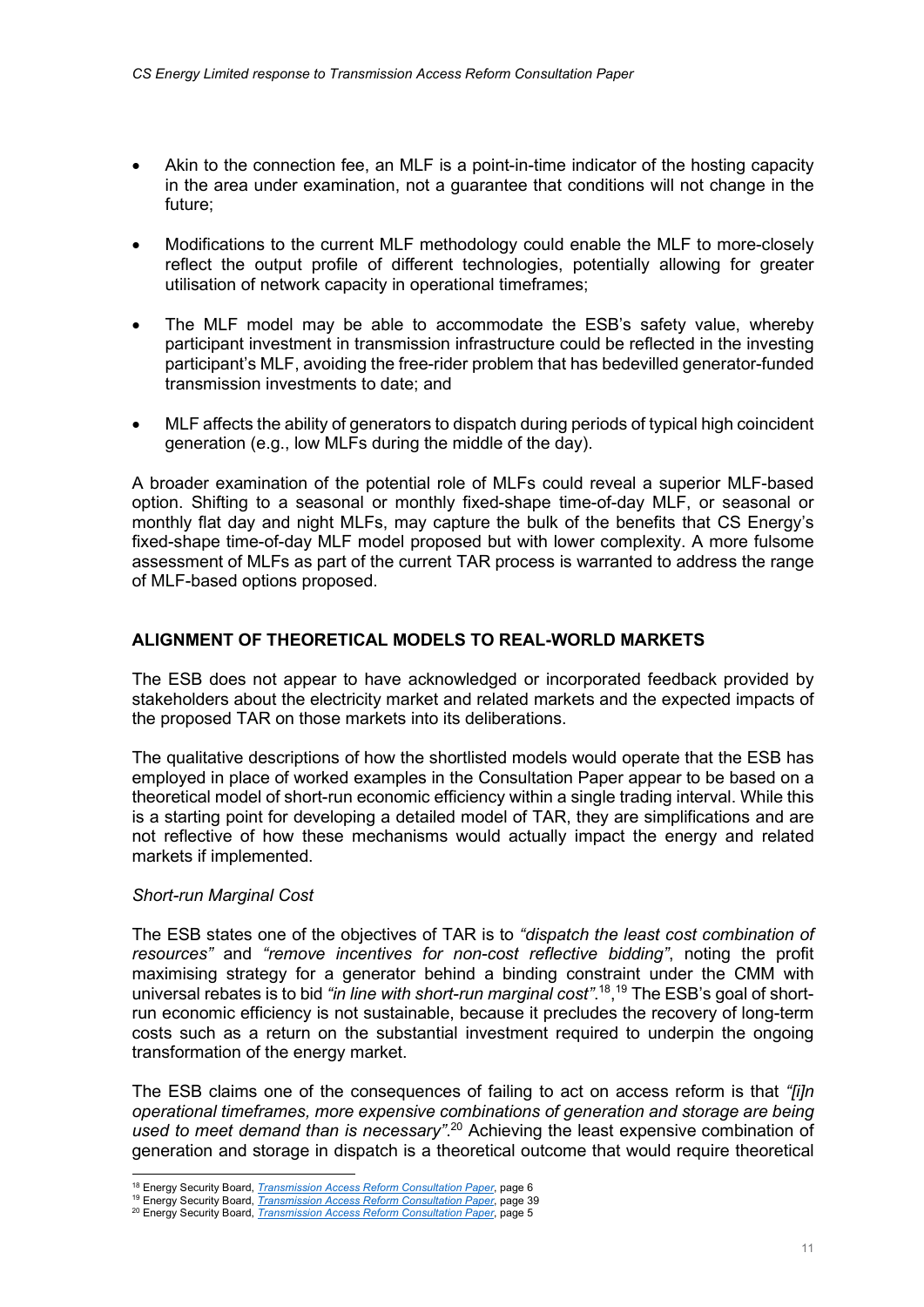- Akin to the connection fee, an MLF is a point-in-time indicator of the hosting capacity in the area under examination, not a guarantee that conditions will not change in the future;

- Modifications to the current MLF methodology could enable the MLF to more-closely reflect the output profile of different technologies, potentially allowing for greater utilisation of network capacity in operational timeframes;

- The MLF model may be able to accommodate the ESB's safety value, whereby participant investment in transmission infrastructure could be reflected in the investing participant's MLF, avoiding the free-rider problem that has bedevilled generator-funded transmission investments to date; and

- MLF affects the ability of generators to dispatch during periods of typical high coincident generation (e.g., low MLFs during the middle of the day).

A broader examination of the potential role of MLFs could reveal a superior MLF-based option. Shifting to a seasonal or monthly fixed-shape time-of-day MLF, or seasonal or monthly flat day and night MLFs, may capture the bulk of the benefits that CS Energy's fixed-shape time-of-day MLF model proposed but with lower complexity. A more fulsome assessment of MLFs as part of the current TAR process is warranted to address the range of MLF-based options proposed.

## ALIGNMENT OF THEORETICAL MODELS TO REAL-WORLD MARKETS

The ESB does not appear to have acknowledged or incorporated feedback provided by stakeholders about the electricity market and related markets and the expected impacts of the proposed TAR on those markets into its deliberations.

The qualitative descriptions of how the shortlisted models would operate that the ESB has employed in place of worked examples in the Consultation Paper appear to be based on a theoretical model of short-run economic efficiency within a single trading interval. While this is a starting point for developing a detailed model of TAR, they are simplifications and are not reflective of how these mechanisms would actually impact the energy and related markets if implemented.

### *Short-run Marginal Cost*

The ESB states one of the objectives of TAR is to *"dispatch the least cost combination of resources"* and *"remove incentives for non-cost reflective bidding"*, noting the profit maximising strategy for a generator behind a binding constraint under the CMM with universal rebates is to bid *"in line with short-run marginal cost"*.[18],[19] The ESB's goal of short-run economic efficiency is not sustainable, because it precludes the recovery of long-term costs such as a return on the substantial investment required to underpin the ongoing transformation of the energy market.

The ESB claims one of the consequences of failing to act on access reform is that *"[i]n operational timeframes, more expensive combinations of generation and storage are being used to meet demand than is necessary"*.[20] Achieving the least expensive combination of generation and storage in dispatch is a theoretical outcome that would require theoretical

---

[18] Energy Security Board, *Transmission Access Reform Consultation Paper*, page 6
[19] Energy Security Board, *Transmission Access Reform Consultation Paper*, page 39
[20] Energy Security Board, *Transmission Access Reform Consultation Paper*, page 5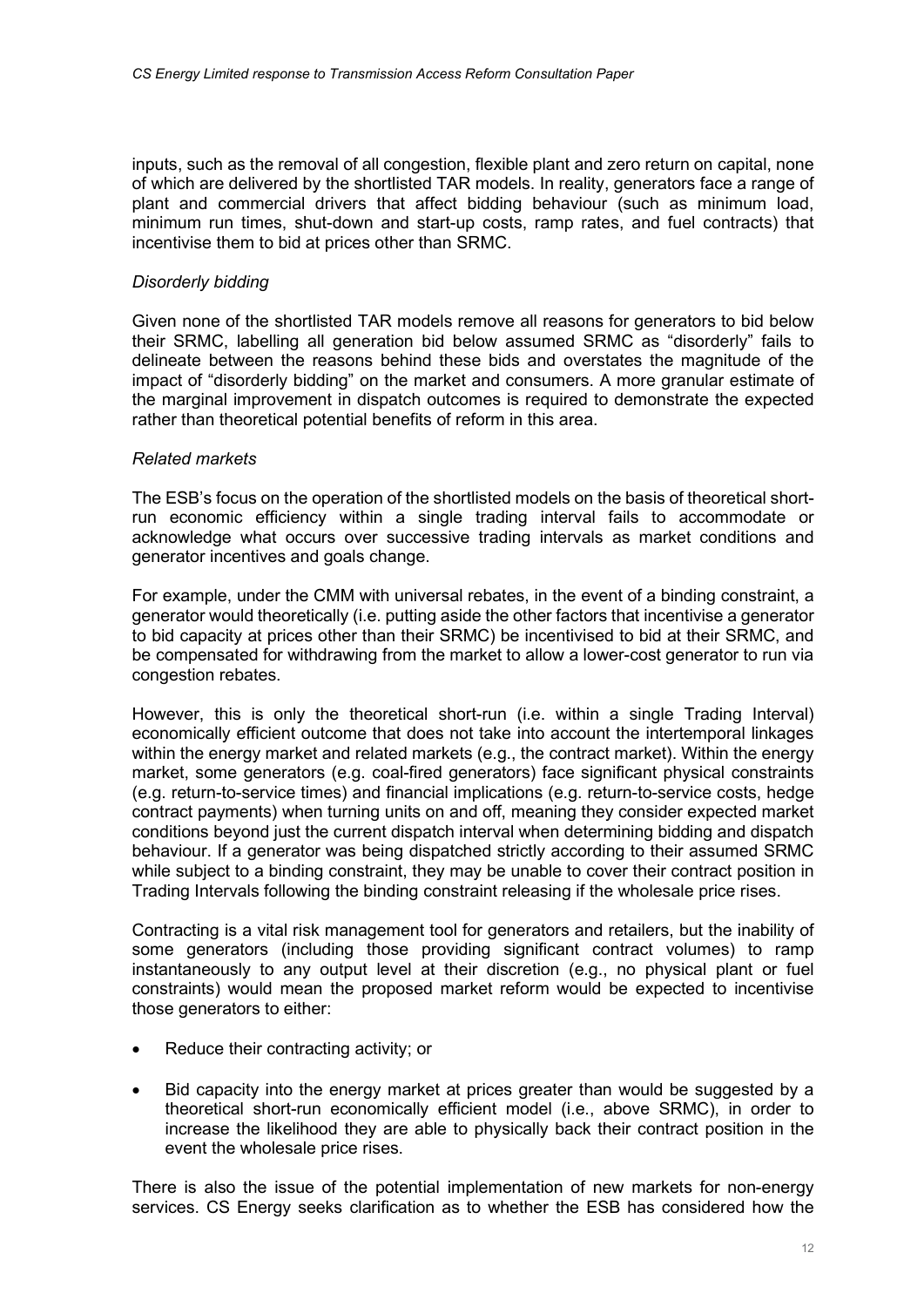inputs, such as the removal of all congestion, flexible plant and zero return on capital, none of which are delivered by the shortlisted TAR models. In reality, generators face a range of plant and commercial drivers that affect bidding behaviour (such as minimum load, minimum run times, shut-down and start-up costs, ramp rates, and fuel contracts) that incentivise them to bid at prices other than SRMC.

*Disorderly bidding*

Given none of the shortlisted TAR models remove all reasons for generators to bid below their SRMC, labelling all generation bid below assumed SRMC as "disorderly" fails to delineate between the reasons behind these bids and overstates the magnitude of the impact of "disorderly bidding" on the market and consumers. A more granular estimate of the marginal improvement in dispatch outcomes is required to demonstrate the expected rather than theoretical potential benefits of reform in this area.

*Related markets*

The ESB's focus on the operation of the shortlisted models on the basis of theoretical short-run economic efficiency within a single trading interval fails to accommodate or acknowledge what occurs over successive trading intervals as market conditions and generator incentives and goals change.

For example, under the CMM with universal rebates, in the event of a binding constraint, a generator would theoretically (i.e. putting aside the other factors that incentivise a generator to bid capacity at prices other than their SRMC) be incentivised to bid at their SRMC, and be compensated for withdrawing from the market to allow a lower-cost generator to run via congestion rebates.

However, this is only the theoretical short-run (i.e. within a single Trading Interval) economically efficient outcome that does not take into account the intertemporal linkages within the energy market and related markets (e.g., the contract market). Within the energy market, some generators (e.g. coal-fired generators) face significant physical constraints (e.g. return-to-service times) and financial implications (e.g. return-to-service costs, hedge contract payments) when turning units on and off, meaning they consider expected market conditions beyond just the current dispatch interval when determining bidding and dispatch behaviour. If a generator was being dispatched strictly according to their assumed SRMC while subject to a binding constraint, they may be unable to cover their contract position in Trading Intervals following the binding constraint releasing if the wholesale price rises.

Contracting is a vital risk management tool for generators and retailers, but the inability of some generators (including those providing significant contract volumes) to ramp instantaneously to any output level at their discretion (e.g., no physical plant or fuel constraints) would mean the proposed market reform would be expected to incentivise those generators to either:

- Reduce their contracting activity; or
- Bid capacity into the energy market at prices greater than would be suggested by a theoretical short-run economically efficient model (i.e., above SRMC), in order to increase the likelihood they are able to physically back their contract position in the event the wholesale price rises.

There is also the issue of the potential implementation of new markets for non-energy services. CS Energy seeks clarification as to whether the ESB has considered how the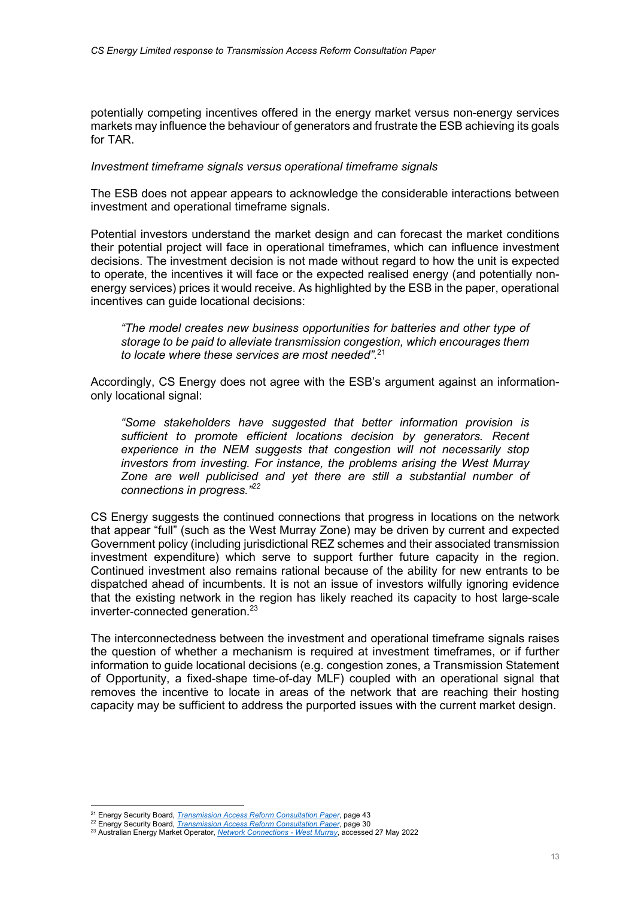potentially competing incentives offered in the energy market versus non-energy services markets may influence the behaviour of generators and frustrate the ESB achieving its goals for TAR.

*Investment timeframe signals versus operational timeframe signals*

The ESB does not appear appears to acknowledge the considerable interactions between investment and operational timeframe signals.

Potential investors understand the market design and can forecast the market conditions their potential project will face in operational timeframes, which can influence investment decisions. The investment decision is not made without regard to how the unit is expected to operate, the incentives it will face or the expected realised energy (and potentially non-energy services) prices it would receive. As highlighted by the ESB in the paper, operational incentives can guide locational decisions:

> *"The model creates new business opportunities for batteries and other type of storage to be paid to alleviate transmission congestion, which encourages them to locate where these services are most needed".*[21]

Accordingly, CS Energy does not agree with the ESB's argument against an information-only locational signal:

> *"Some stakeholders have suggested that better information provision is sufficient to promote efficient locations decision by generators. Recent experience in the NEM suggests that congestion will not necessarily stop investors from investing. For instance, the problems arising the West Murray Zone are well publicised and yet there are still a substantial number of connections in progress."*[22]

CS Energy suggests the continued connections that progress in locations on the network that appear "full" (such as the West Murray Zone) may be driven by current and expected Government policy (including jurisdictional REZ schemes and their associated transmission investment expenditure) which serve to support further future capacity in the region. Continued investment also remains rational because of the ability for new entrants to be dispatched ahead of incumbents. It is not an issue of investors wilfully ignoring evidence that the existing network in the region has likely reached its capacity to host large-scale inverter-connected generation.[23]

The interconnectedness between the investment and operational timeframe signals raises the question of whether a mechanism is required at investment timeframes, or if further information to guide locational decisions (e.g. congestion zones, a Transmission Statement of Opportunity, a fixed-shape time-of-day MLF) coupled with an operational signal that removes the incentive to locate in areas of the network that are reaching their hosting capacity may be sufficient to address the purported issues with the current market design.

---

[21] Energy Security Board, *Transmission Access Reform Consultation Paper*, page 43

[22] Energy Security Board, *Transmission Access Reform Consultation Paper*, page 30

[23] Australian Energy Market Operator, *Network Connections - West Murray*, accessed 27 May 2022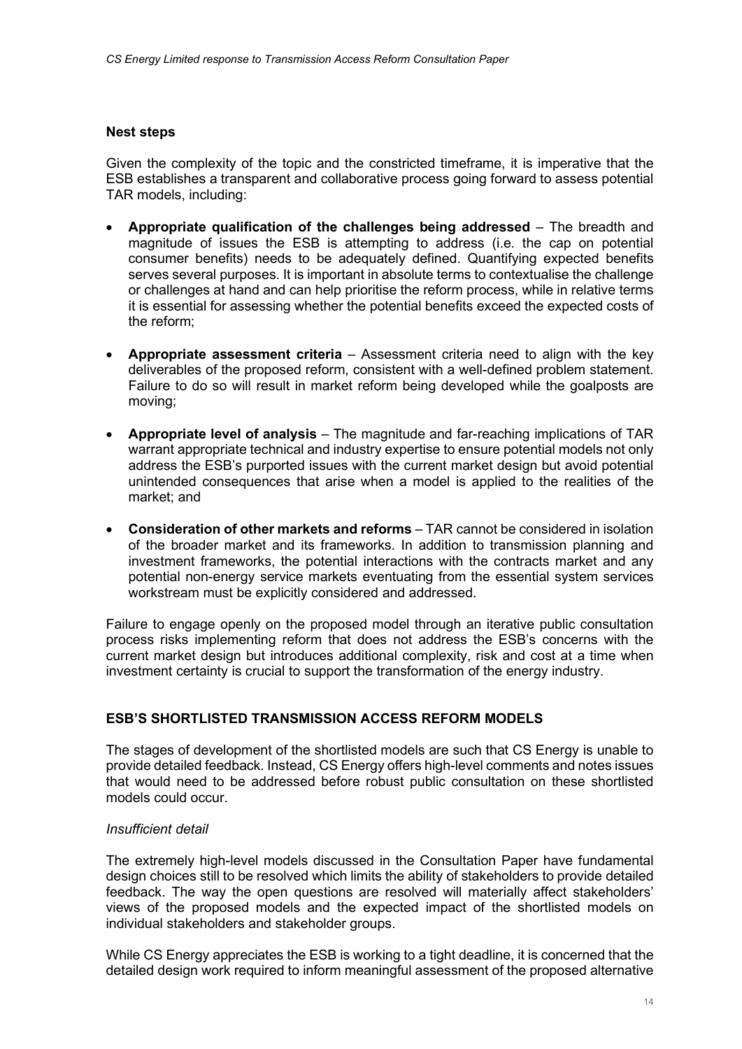#### Nest steps

Given the complexity of the topic and the constricted timeframe, it is imperative that the ESB establishes a transparent and collaborative process going forward to assess potential TAR models, including:

- **Appropriate qualification of the challenges being addressed** – The breadth and magnitude of issues the ESB is attempting to address (i.e. the cap on potential consumer benefits) needs to be adequately defined. Quantifying expected benefits serves several purposes. It is important in absolute terms to contextualise the challenge or challenges at hand and can help prioritise the reform process, while in relative terms it is essential for assessing whether the potential benefits exceed the expected costs of the reform;
- **Appropriate assessment criteria** – Assessment criteria need to align with the key deliverables of the proposed reform, consistent with a well-defined problem statement. Failure to do so will result in market reform being developed while the goalposts are moving;
- **Appropriate level of analysis** – The magnitude and far-reaching implications of TAR warrant appropriate technical and industry expertise to ensure potential models not only address the ESB's purported issues with the current market design but avoid potential unintended consequences that arise when a model is applied to the realities of the market; and
- **Consideration of other markets and reforms** – TAR cannot be considered in isolation of the broader market and its frameworks. In addition to transmission planning and investment frameworks, the potential interactions with the contracts market and any potential non-energy service markets eventuating from the essential system services workstream must be explicitly considered and addressed.

Failure to engage openly on the proposed model through an iterative public consultation process risks implementing reform that does not address the ESB's concerns with the current market design but introduces additional complexity, risk and cost at a time when investment certainty is crucial to support the transformation of the energy industry.

### ESB'S SHORTLISTED TRANSMISSION ACCESS REFORM MODELS

The stages of development of the shortlisted models are such that CS Energy is unable to provide detailed feedback. Instead, CS Energy offers high-level comments and notes issues that would need to be addressed before robust public consultation on these shortlisted models could occur.

*Insufficient detail*

The extremely high-level models discussed in the Consultation Paper have fundamental design choices still to be resolved which limits the ability of stakeholders to provide detailed feedback. The way the open questions are resolved will materially affect stakeholders' views of the proposed models and the expected impact of the shortlisted models on individual stakeholders and stakeholder groups.

While CS Energy appreciates the ESB is working to a tight deadline, it is concerned that the detailed design work required to inform meaningful assessment of the proposed alternative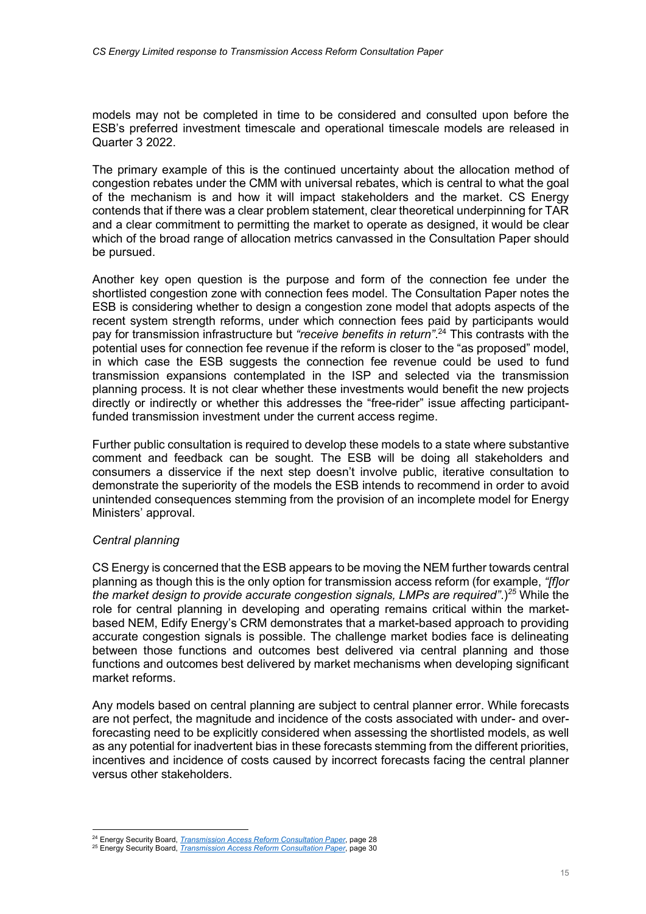models may not be completed in time to be considered and consulted upon before the ESB's preferred investment timescale and operational timescale models are released in Quarter 3 2022.

The primary example of this is the continued uncertainty about the allocation method of congestion rebates under the CMM with universal rebates, which is central to what the goal of the mechanism is and how it will impact stakeholders and the market. CS Energy contends that if there was a clear problem statement, clear theoretical underpinning for TAR and a clear commitment to permitting the market to operate as designed, it would be clear which of the broad range of allocation metrics canvassed in the Consultation Paper should be pursued.

Another key open question is the purpose and form of the connection fee under the shortlisted congestion zone with connection fees model. The Consultation Paper notes the ESB is considering whether to design a congestion zone model that adopts aspects of the recent system strength reforms, under which connection fees paid by participants would pay for transmission infrastructure but *"receive benefits in return"*.[24] This contrasts with the potential uses for connection fee revenue if the reform is closer to the "as proposed" model, in which case the ESB suggests the connection fee revenue could be used to fund transmission expansions contemplated in the ISP and selected via the transmission planning process. It is not clear whether these investments would benefit the new projects directly or indirectly or whether this addresses the "free-rider" issue affecting participant-funded transmission investment under the current access regime.

Further public consultation is required to develop these models to a state where substantive comment and feedback can be sought. The ESB will be doing all stakeholders and consumers a disservice if the next step doesn't involve public, iterative consultation to demonstrate the superiority of the models the ESB intends to recommend in order to avoid unintended consequences stemming from the provision of an incomplete model for Energy Ministers' approval.

*Central planning*

CS Energy is concerned that the ESB appears to be moving the NEM further towards central planning as though this is the only option for transmission access reform (for example, *"[f]or the market design to provide accurate congestion signals, LMPs are required".*)[25] While the role for central planning in developing and operating remains critical within the market-based NEM, Edify Energy's CRM demonstrates that a market-based approach to providing accurate congestion signals is possible. The challenge market bodies face is delineating between those functions and outcomes best delivered via central planning and those functions and outcomes best delivered by market mechanisms when developing significant market reforms.

Any models based on central planning are subject to central planner error. While forecasts are not perfect, the magnitude and incidence of the costs associated with under- and over-forecasting need to be explicitly considered when assessing the shortlisted models, as well as any potential for inadvertent bias in these forecasts stemming from the different priorities, incentives and incidence of costs caused by incorrect forecasts facing the central planner versus other stakeholders.

---

[24] Energy Security Board, *Transmission Access Reform Consultation Paper*, page 28

[25] Energy Security Board, *Transmission Access Reform Consultation Paper*, page 30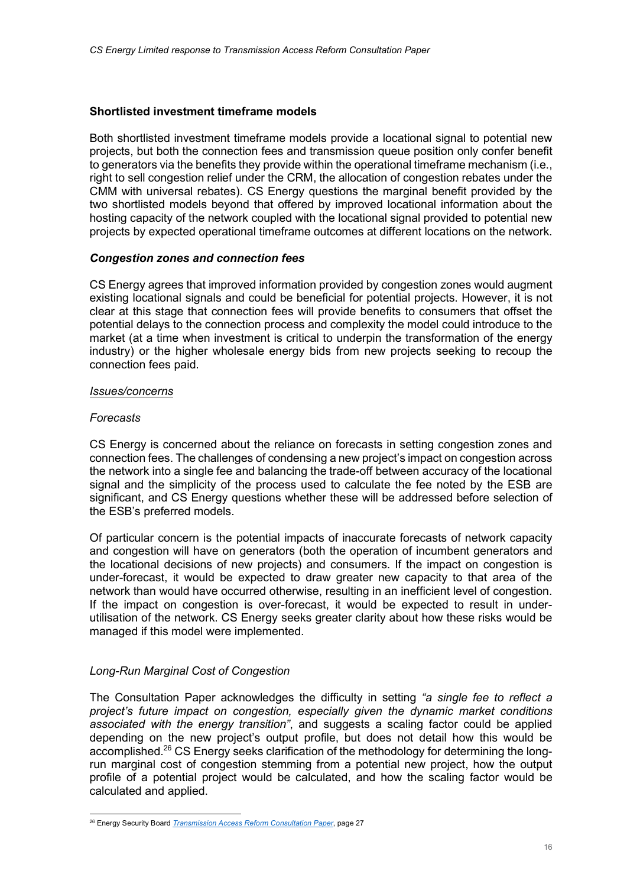### Shortlisted investment timeframe models

Both shortlisted investment timeframe models provide a locational signal to potential new projects, but both the connection fees and transmission queue position only confer benefit to generators via the benefits they provide within the operational timeframe mechanism (i.e., right to sell congestion relief under the CRM, the allocation of congestion rebates under the CMM with universal rebates). CS Energy questions the marginal benefit provided by the two shortlisted models beyond that offered by improved locational information about the hosting capacity of the network coupled with the locational signal provided to potential new projects by expected operational timeframe outcomes at different locations on the network.

#### *Congestion zones and connection fees*

CS Energy agrees that improved information provided by congestion zones would augment existing locational signals and could be beneficial for potential projects. However, it is not clear at this stage that connection fees will provide benefits to consumers that offset the potential delays to the connection process and complexity the model could introduce to the market (at a time when investment is critical to underpin the transformation of the energy industry) or the higher wholesale energy bids from new projects seeking to recoup the connection fees paid.

*Issues/concerns*

*Forecasts*

CS Energy is concerned about the reliance on forecasts in setting congestion zones and connection fees. The challenges of condensing a new project's impact on congestion across the network into a single fee and balancing the trade-off between accuracy of the locational signal and the simplicity of the process used to calculate the fee noted by the ESB are significant, and CS Energy questions whether these will be addressed before selection of the ESB's preferred models.

Of particular concern is the potential impacts of inaccurate forecasts of network capacity and congestion will have on generators (both the operation of incumbent generators and the locational decisions of new projects) and consumers. If the impact on congestion is under-forecast, it would be expected to draw greater new capacity to that area of the network than would have occurred otherwise, resulting in an inefficient level of congestion. If the impact on congestion is over-forecast, it would be expected to result in under-utilisation of the network. CS Energy seeks greater clarity about how these risks would be managed if this model were implemented.

*Long-Run Marginal Cost of Congestion*

The Consultation Paper acknowledges the difficulty in setting *"a single fee to reflect a project's future impact on congestion, especially given the dynamic market conditions associated with the energy transition"*, and suggests a scaling factor could be applied depending on the new project's output profile, but does not detail how this would be accomplished.[26] CS Energy seeks clarification of the methodology for determining the long-run marginal cost of congestion stemming from a potential new project, how the output profile of a potential project would be calculated, and how the scaling factor would be calculated and applied.

[26] Energy Security Board *Transmission Access Reform Consultation Paper*, page 27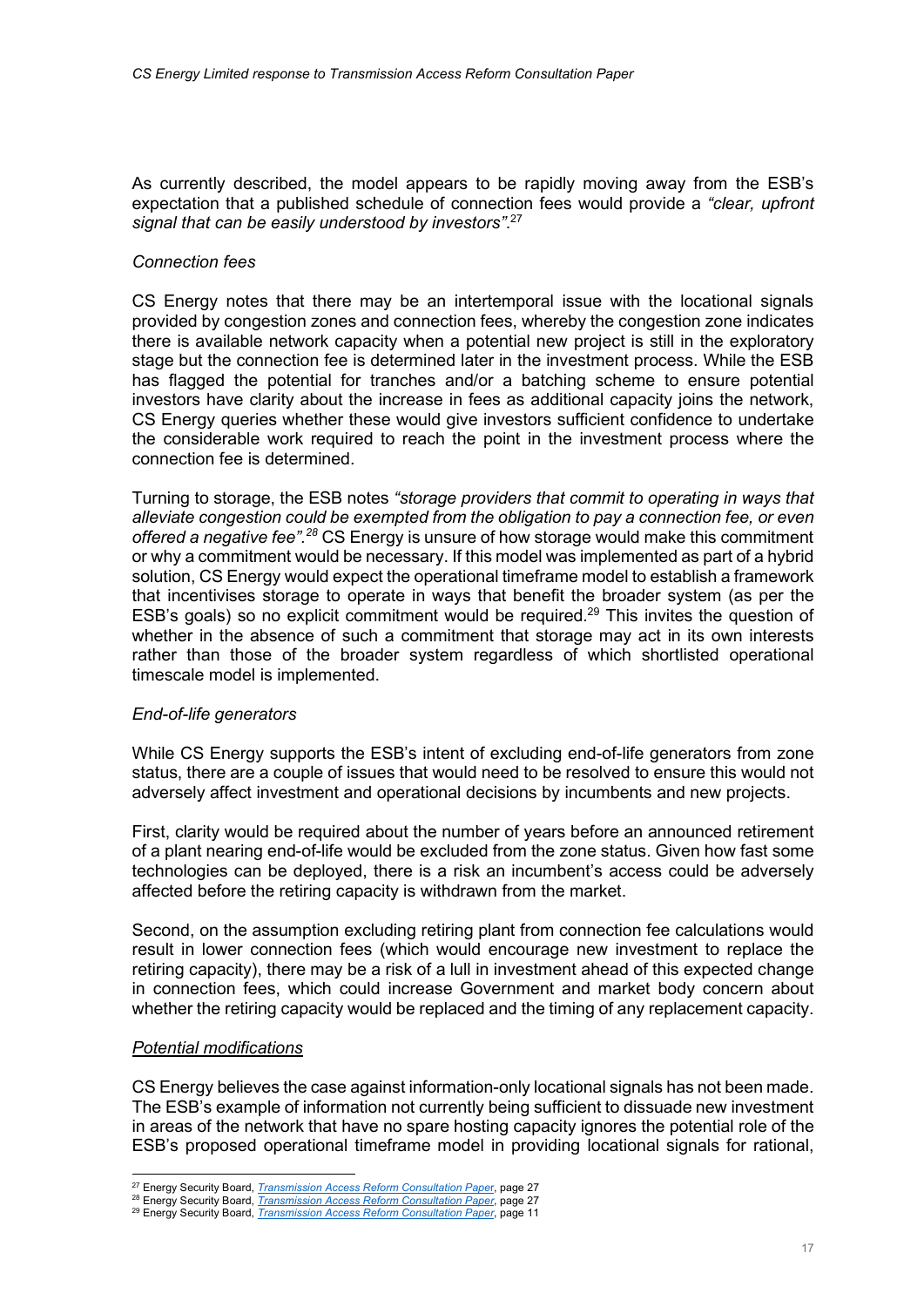As currently described, the model appears to be rapidly moving away from the ESB's expectation that a published schedule of connection fees would provide a *"clear, upfront signal that can be easily understood by investors"*.[27]

*Connection fees*

CS Energy notes that there may be an intertemporal issue with the locational signals provided by congestion zones and connection fees, whereby the congestion zone indicates there is available network capacity when a potential new project is still in the exploratory stage but the connection fee is determined later in the investment process. While the ESB has flagged the potential for tranches and/or a batching scheme to ensure potential investors have clarity about the increase in fees as additional capacity joins the network, CS Energy queries whether these would give investors sufficient confidence to undertake the considerable work required to reach the point in the investment process where the connection fee is determined.

Turning to storage, the ESB notes *"storage providers that commit to operating in ways that alleviate congestion could be exempted from the obligation to pay a connection fee, or even offered a negative fee".*[28] CS Energy is unsure of how storage would make this commitment or why a commitment would be necessary. If this model was implemented as part of a hybrid solution, CS Energy would expect the operational timeframe model to establish a framework that incentivises storage to operate in ways that benefit the broader system (as per the ESB's goals) so no explicit commitment would be required.[29] This invites the question of whether in the absence of such a commitment that storage may act in its own interests rather than those of the broader system regardless of which shortlisted operational timescale model is implemented.

*End-of-life generators*

While CS Energy supports the ESB's intent of excluding end-of-life generators from zone status, there are a couple of issues that would need to be resolved to ensure this would not adversely affect investment and operational decisions by incumbents and new projects.

First, clarity would be required about the number of years before an announced retirement of a plant nearing end-of-life would be excluded from the zone status. Given how fast some technologies can be deployed, there is a risk an incumbent's access could be adversely affected before the retiring capacity is withdrawn from the market.

Second, on the assumption excluding retiring plant from connection fee calculations would result in lower connection fees (which would encourage new investment to replace the retiring capacity), there may be a risk of a lull in investment ahead of this expected change in connection fees, which could increase Government and market body concern about whether the retiring capacity would be replaced and the timing of any replacement capacity.

*Potential modifications*

CS Energy believes the case against information-only locational signals has not been made. The ESB's example of information not currently being sufficient to dissuade new investment in areas of the network that have no spare hosting capacity ignores the potential role of the ESB's proposed operational timeframe model in providing locational signals for rational,

---

[27] Energy Security Board, *Transmission Access Reform Consultation Paper*, page 27
[28] Energy Security Board, *Transmission Access Reform Consultation Paper*, page 27
[29] Energy Security Board, *Transmission Access Reform Consultation Paper*, page 11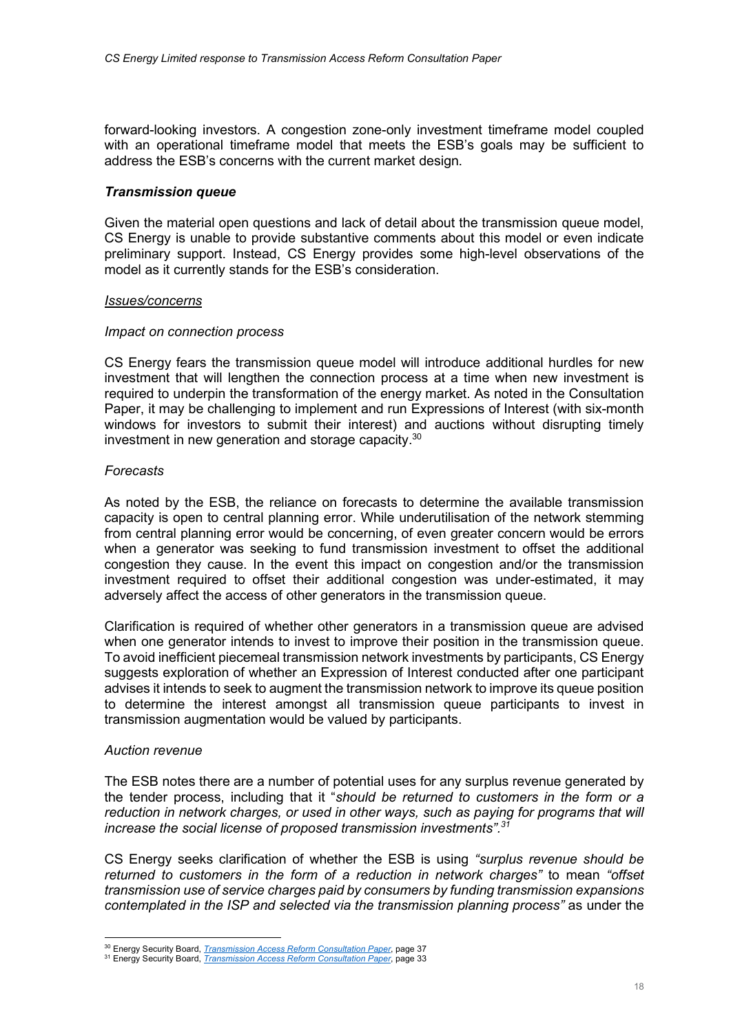forward-looking investors. A congestion zone-only investment timeframe model coupled with an operational timeframe model that meets the ESB's goals may be sufficient to address the ESB's concerns with the current market design.

### *Transmission queue*

Given the material open questions and lack of detail about the transmission queue model, CS Energy is unable to provide substantive comments about this model or even indicate preliminary support. Instead, CS Energy provides some high-level observations of the model as it currently stands for the ESB's consideration.

#### *Issues/concerns*

*Impact on connection process*

CS Energy fears the transmission queue model will introduce additional hurdles for new investment that will lengthen the connection process at a time when new investment is required to underpin the transformation of the energy market. As noted in the Consultation Paper, it may be challenging to implement and run Expressions of Interest (with six-month windows for investors to submit their interest) and auctions without disrupting timely investment in new generation and storage capacity.[30]

*Forecasts*

As noted by the ESB, the reliance on forecasts to determine the available transmission capacity is open to central planning error. While underutilisation of the network stemming from central planning error would be concerning, of even greater concern would be errors when a generator was seeking to fund transmission investment to offset the additional congestion they cause. In the event this impact on congestion and/or the transmission investment required to offset their additional congestion was under-estimated, it may adversely affect the access of other generators in the transmission queue.

Clarification is required of whether other generators in a transmission queue are advised when one generator intends to invest to improve their position in the transmission queue. To avoid inefficient piecemeal transmission network investments by participants, CS Energy suggests exploration of whether an Expression of Interest conducted after one participant advises it intends to seek to augment the transmission network to improve its queue position to determine the interest amongst all transmission queue participants to invest in transmission augmentation would be valued by participants.

*Auction revenue*

The ESB notes there are a number of potential uses for any surplus revenue generated by the tender process, including that it "*should be returned to customers in the form or a reduction in network charges, or used in other ways, such as paying for programs that will increase the social license of proposed transmission investments".*[31]

CS Energy seeks clarification of whether the ESB is using *"surplus revenue should be returned to customers in the form of a reduction in network charges"* to mean *"offset transmission use of service charges paid by consumers by funding transmission expansions contemplated in the ISP and selected via the transmission planning process"* as under the

---

[30] Energy Security Board, *Transmission Access Reform Consultation Paper*, page 37

[31] Energy Security Board, *Transmission Access Reform Consultation Paper*, page 33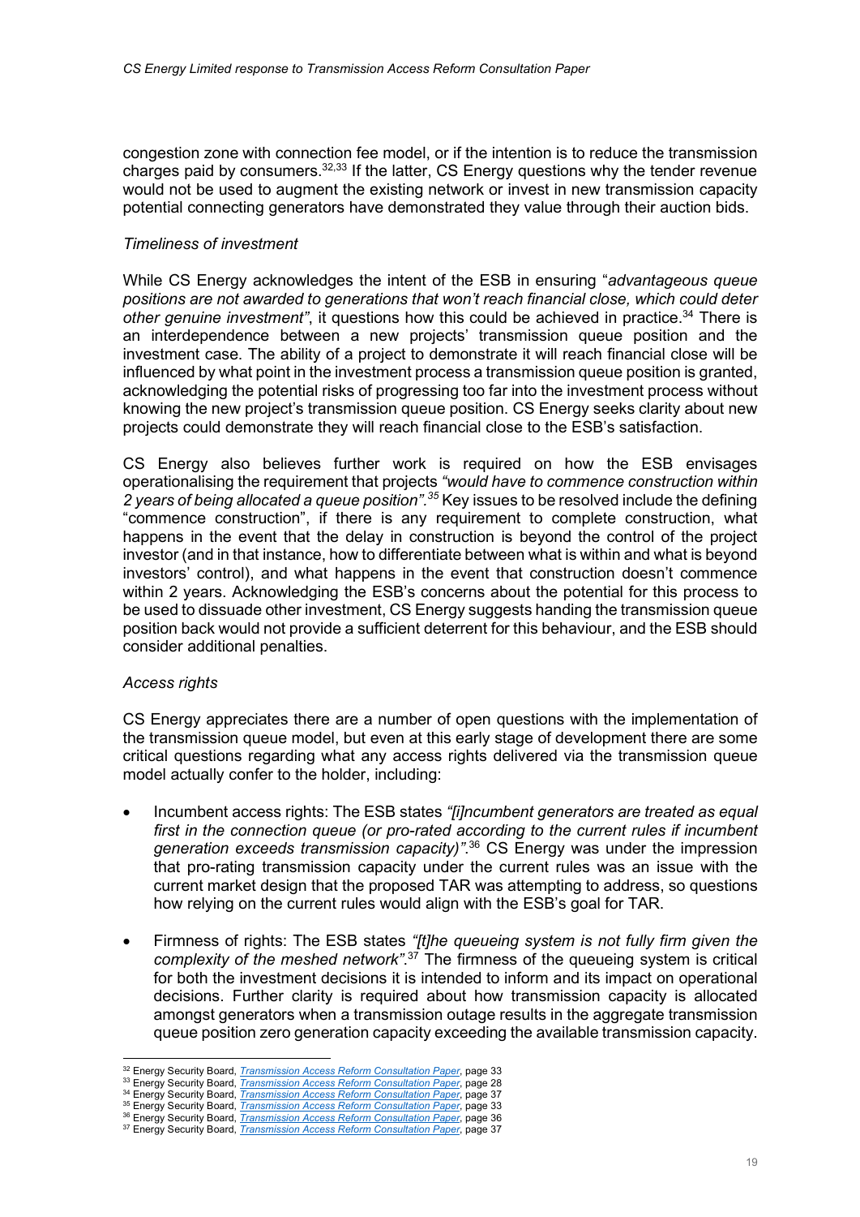congestion zone with connection fee model, or if the intention is to reduce the transmission charges paid by consumers.[32,33] If the latter, CS Energy questions why the tender revenue would not be used to augment the existing network or invest in new transmission capacity potential connecting generators have demonstrated they value through their auction bids.

*Timeliness of investment*

While CS Energy acknowledges the intent of the ESB in ensuring "*advantageous queue positions are not awarded to generations that won't reach financial close, which could deter other genuine investment"*, it questions how this could be achieved in practice.[34] There is an interdependence between a new projects' transmission queue position and the investment case. The ability of a project to demonstrate it will reach financial close will be influenced by what point in the investment process a transmission queue position is granted, acknowledging the potential risks of progressing too far into the investment process without knowing the new project's transmission queue position. CS Energy seeks clarity about new projects could demonstrate they will reach financial close to the ESB's satisfaction.

CS Energy also believes further work is required on how the ESB envisages operationalising the requirement that projects *"would have to commence construction within 2 years of being allocated a queue position".*[35] Key issues to be resolved include the defining "commence construction", if there is any requirement to complete construction, what happens in the event that the delay in construction is beyond the control of the project investor (and in that instance, how to differentiate between what is within and what is beyond investors' control), and what happens in the event that construction doesn't commence within 2 years. Acknowledging the ESB's concerns about the potential for this process to be used to dissuade other investment, CS Energy suggests handing the transmission queue position back would not provide a sufficient deterrent for this behaviour, and the ESB should consider additional penalties.

*Access rights*

CS Energy appreciates there are a number of open questions with the implementation of the transmission queue model, but even at this early stage of development there are some critical questions regarding what any access rights delivered via the transmission queue model actually confer to the holder, including:

- Incumbent access rights: The ESB states *"[i]ncumbent generators are treated as equal first in the connection queue (or pro-rated according to the current rules if incumbent generation exceeds transmission capacity)"*.[36] CS Energy was under the impression that pro-rating transmission capacity under the current rules was an issue with the current market design that the proposed TAR was attempting to address, so questions how relying on the current rules would align with the ESB's goal for TAR.

- Firmness of rights: The ESB states *"[t]he queueing system is not fully firm given the complexity of the meshed network"*.[37] The firmness of the queueing system is critical for both the investment decisions it is intended to inform and its impact on operational decisions. Further clarity is required about how transmission capacity is allocated amongst generators when a transmission outage results in the aggregate transmission queue position zero generation capacity exceeding the available transmission capacity.

---

[32] Energy Security Board, *Transmission Access Reform Consultation Paper*, page 33
[33] Energy Security Board, *Transmission Access Reform Consultation Paper*, page 28
[34] Energy Security Board, *Transmission Access Reform Consultation Paper*, page 37
[35] Energy Security Board, *Transmission Access Reform Consultation Paper*, page 33
[36] Energy Security Board, *Transmission Access Reform Consultation Paper*, page 36
[37] Energy Security Board, *Transmission Access Reform Consultation Paper*, page 37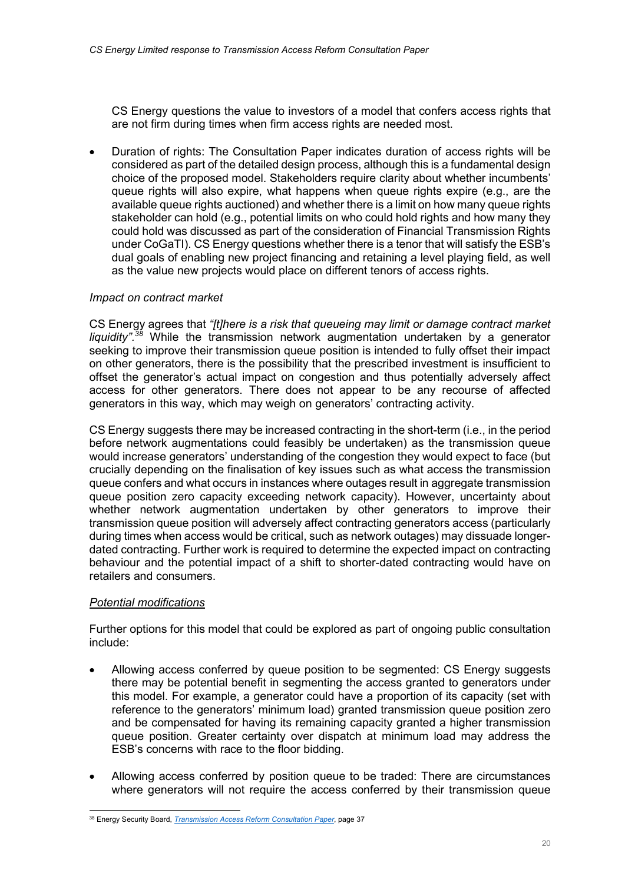CS Energy questions the value to investors of a model that confers access rights that are not firm during times when firm access rights are needed most.

- Duration of rights: The Consultation Paper indicates duration of access rights will be considered as part of the detailed design process, although this is a fundamental design choice of the proposed model. Stakeholders require clarity about whether incumbents' queue rights will also expire, what happens when queue rights expire (e.g., are the available queue rights auctioned) and whether there is a limit on how many queue rights stakeholder can hold (e.g., potential limits on who could hold rights and how many they could hold was discussed as part of the consideration of Financial Transmission Rights under CoGaTI). CS Energy questions whether there is a tenor that will satisfy the ESB's dual goals of enabling new project financing and retaining a level playing field, as well as the value new projects would place on different tenors of access rights.

*Impact on contract market*

CS Energy agrees that *"[t]here is a risk that queueing may limit or damage contract market liquidity".*[38] While the transmission network augmentation undertaken by a generator seeking to improve their transmission queue position is intended to fully offset their impact on other generators, there is the possibility that the prescribed investment is insufficient to offset the generator's actual impact on congestion and thus potentially adversely affect access for other generators. There does not appear to be any recourse of affected generators in this way, which may weigh on generators' contracting activity.

CS Energy suggests there may be increased contracting in the short-term (i.e., in the period before network augmentations could feasibly be undertaken) as the transmission queue would increase generators' understanding of the congestion they would expect to face (but crucially depending on the finalisation of key issues such as what access the transmission queue confers and what occurs in instances where outages result in aggregate transmission queue position zero capacity exceeding network capacity). However, uncertainty about whether network augmentation undertaken by other generators to improve their transmission queue position will adversely affect contracting generators access (particularly during times when access would be critical, such as network outages) may dissuade longer-dated contracting. Further work is required to determine the expected impact on contracting behaviour and the potential impact of a shift to shorter-dated contracting would have on retailers and consumers.

*Potential modifications*

Further options for this model that could be explored as part of ongoing public consultation include:

- Allowing access conferred by queue position to be segmented: CS Energy suggests there may be potential benefit in segmenting the access granted to generators under this model. For example, a generator could have a proportion of its capacity (set with reference to the generators' minimum load) granted transmission queue position zero and be compensated for having its remaining capacity granted a higher transmission queue position. Greater certainty over dispatch at minimum load may address the ESB's concerns with race to the floor bidding.
- Allowing access conferred by position queue to be traded: There are circumstances where generators will not require the access conferred by their transmission queue

[38] Energy Security Board, *Transmission Access Reform Consultation Paper*, page 37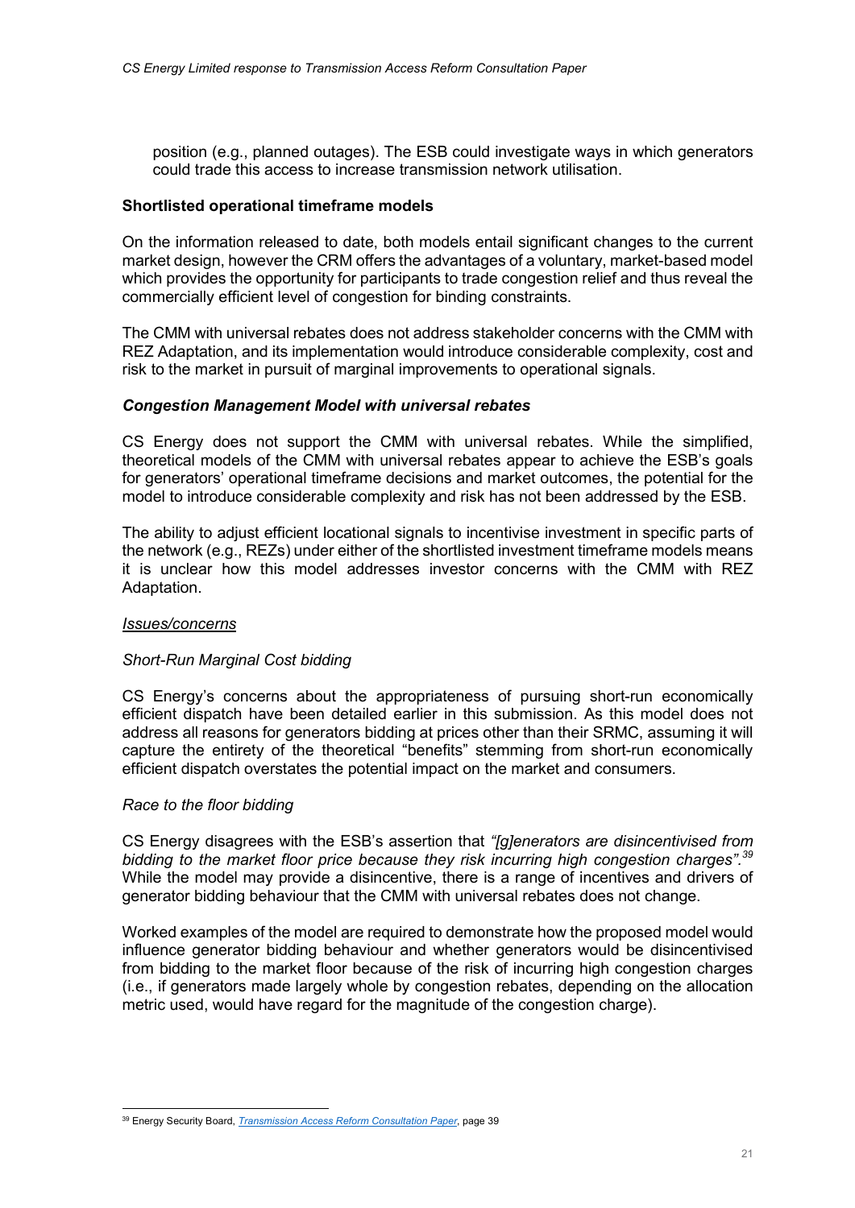position (e.g., planned outages). The ESB could investigate ways in which generators could trade this access to increase transmission network utilisation.

**Shortlisted operational timeframe models**

On the information released to date, both models entail significant changes to the current market design, however the CRM offers the advantages of a voluntary, market-based model which provides the opportunity for participants to trade congestion relief and thus reveal the commercially efficient level of congestion for binding constraints.

The CMM with universal rebates does not address stakeholder concerns with the CMM with REZ Adaptation, and its implementation would introduce considerable complexity, cost and risk to the market in pursuit of marginal improvements to operational signals.

***Congestion Management Model with universal rebates***

CS Energy does not support the CMM with universal rebates. While the simplified, theoretical models of the CMM with universal rebates appear to achieve the ESB's goals for generators' operational timeframe decisions and market outcomes, the potential for the model to introduce considerable complexity and risk has not been addressed by the ESB.

The ability to adjust efficient locational signals to incentivise investment in specific parts of the network (e.g., REZs) under either of the shortlisted investment timeframe models means it is unclear how this model addresses investor concerns with the CMM with REZ Adaptation.

<u>*Issues/concerns*</u>

*Short-Run Marginal Cost bidding*

CS Energy's concerns about the appropriateness of pursuing short-run economically efficient dispatch have been detailed earlier in this submission. As this model does not address all reasons for generators bidding at prices other than their SRMC, assuming it will capture the entirety of the theoretical "benefits" stemming from short-run economically efficient dispatch overstates the potential impact on the market and consumers.

*Race to the floor bidding*

CS Energy disagrees with the ESB's assertion that *"[g]enerators are disincentivised from bidding to the market floor price because they risk incurring high congestion charges".*[39] While the model may provide a disincentive, there is a range of incentives and drivers of generator bidding behaviour that the CMM with universal rebates does not change.

Worked examples of the model are required to demonstrate how the proposed model would influence generator bidding behaviour and whether generators would be disincentivised from bidding to the market floor because of the risk of incurring high congestion charges (i.e., if generators made largely whole by congestion rebates, depending on the allocation metric used, would have regard for the magnitude of the congestion charge).

---

[39] Energy Security Board, *Transmission Access Reform Consultation Paper*, page 39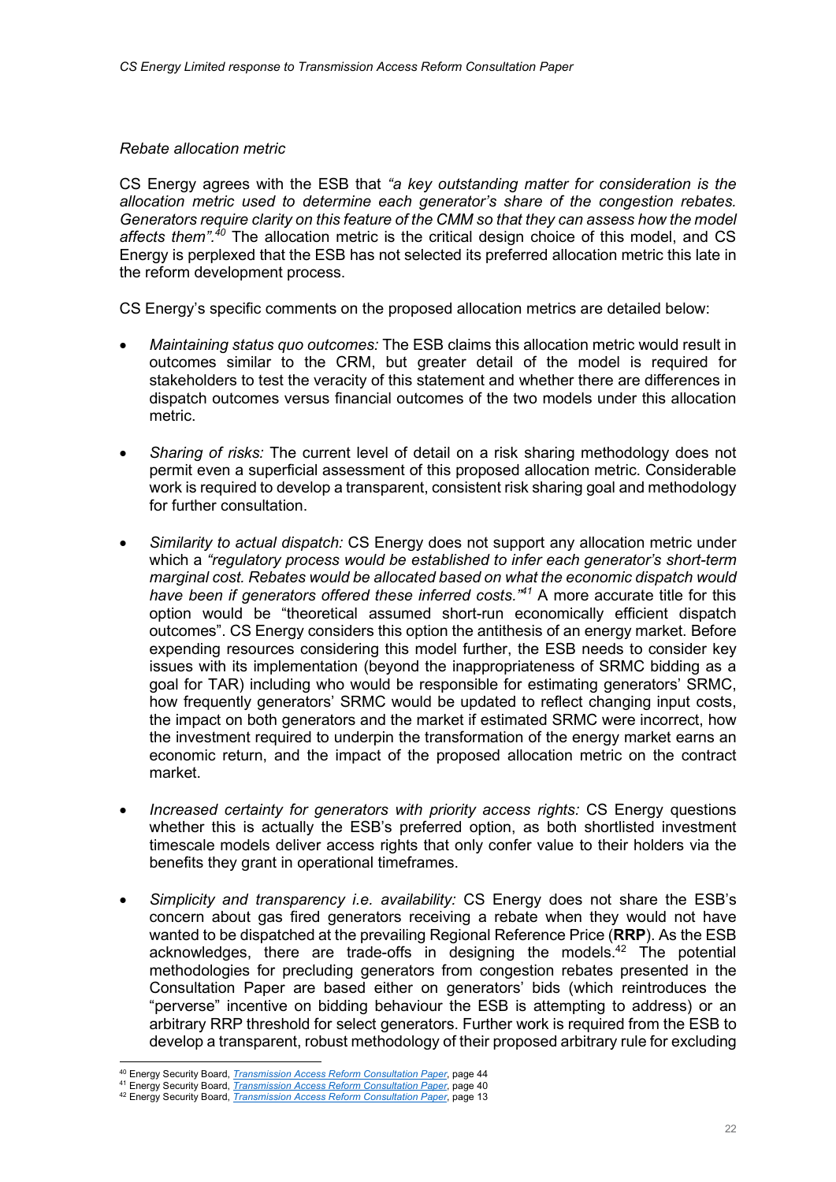*Rebate allocation metric*

CS Energy agrees with the ESB that *"a key outstanding matter for consideration is the allocation metric used to determine each generator's share of the congestion rebates. Generators require clarity on this feature of the CMM so that they can assess how the model affects them".*[40] The allocation metric is the critical design choice of this model, and CS Energy is perplexed that the ESB has not selected its preferred allocation metric this late in the reform development process.

CS Energy's specific comments on the proposed allocation metrics are detailed below:

- *Maintaining status quo outcomes:* The ESB claims this allocation metric would result in outcomes similar to the CRM, but greater detail of the model is required for stakeholders to test the veracity of this statement and whether there are differences in dispatch outcomes versus financial outcomes of the two models under this allocation metric.
- *Sharing of risks:* The current level of detail on a risk sharing methodology does not permit even a superficial assessment of this proposed allocation metric. Considerable work is required to develop a transparent, consistent risk sharing goal and methodology for further consultation.
- *Similarity to actual dispatch:* CS Energy does not support any allocation metric under which a *"regulatory process would be established to infer each generator's short-term marginal cost. Rebates would be allocated based on what the economic dispatch would have been if generators offered these inferred costs."*[41] A more accurate title for this option would be "theoretical assumed short-run economically efficient dispatch outcomes". CS Energy considers this option the antithesis of an energy market. Before expending resources considering this model further, the ESB needs to consider key issues with its implementation (beyond the inappropriateness of SRMC bidding as a goal for TAR) including who would be responsible for estimating generators' SRMC, how frequently generators' SRMC would be updated to reflect changing input costs, the impact on both generators and the market if estimated SRMC were incorrect, how the investment required to underpin the transformation of the energy market earns an economic return, and the impact of the proposed allocation metric on the contract market.
- *Increased certainty for generators with priority access rights:* CS Energy questions whether this is actually the ESB's preferred option, as both shortlisted investment timescale models deliver access rights that only confer value to their holders via the benefits they grant in operational timeframes.
- *Simplicity and transparency i.e. availability:* CS Energy does not share the ESB's concern about gas fired generators receiving a rebate when they would not have wanted to be dispatched at the prevailing Regional Reference Price (**RRP**). As the ESB acknowledges, there are trade-offs in designing the models.[42] The potential methodologies for precluding generators from congestion rebates presented in the Consultation Paper are based either on generators' bids (which reintroduces the "perverse" incentive on bidding behaviour the ESB is attempting to address) or an arbitrary RRP threshold for select generators. Further work is required from the ESB to develop a transparent, robust methodology of their proposed arbitrary rule for excluding

---

[40] Energy Security Board, *Transmission Access Reform Consultation Paper*, page 44
[41] Energy Security Board, *Transmission Access Reform Consultation Paper*, page 40
[42] Energy Security Board, *Transmission Access Reform Consultation Paper*, page 13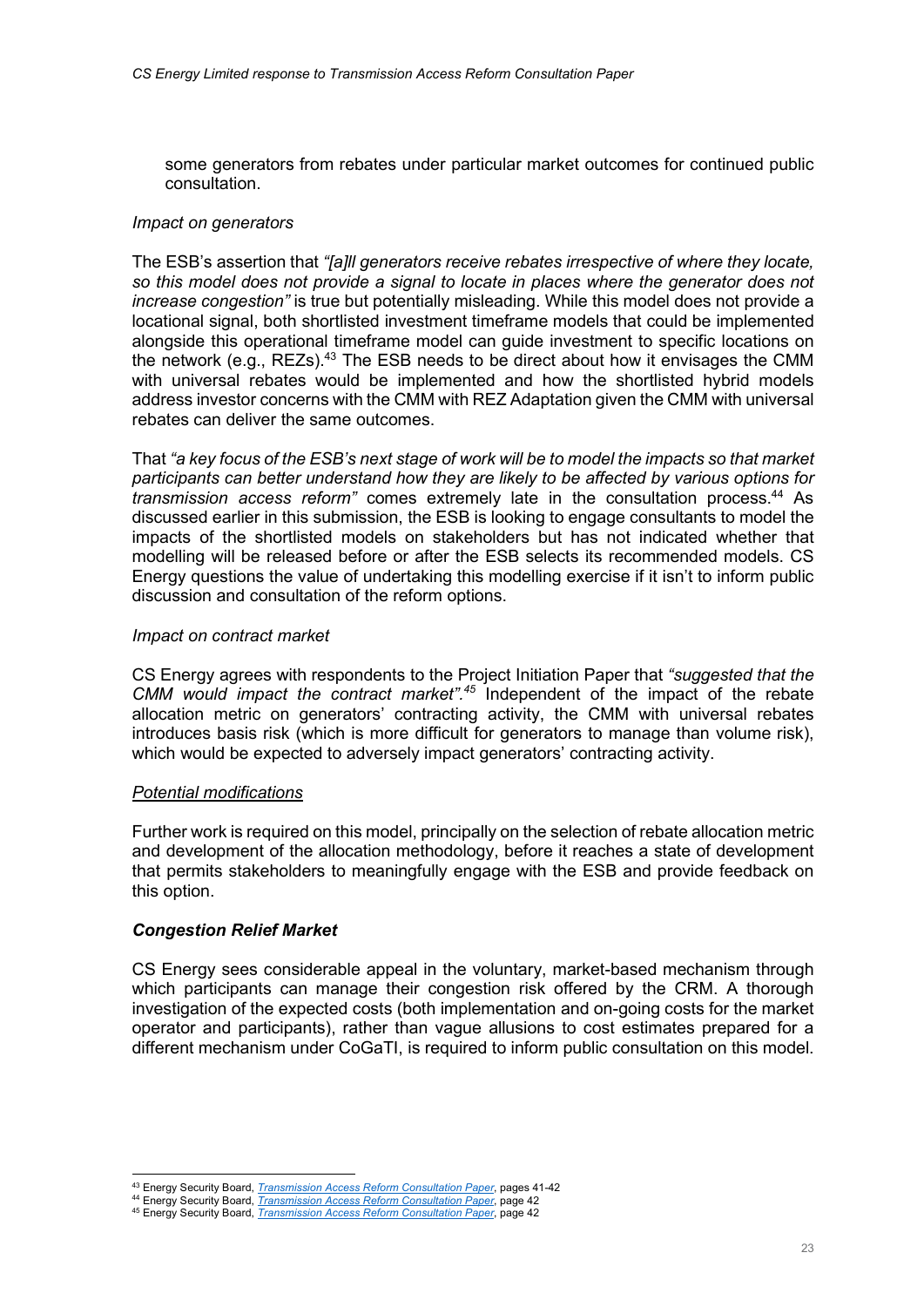some generators from rebates under particular market outcomes for continued public consultation.

*Impact on generators*

The ESB's assertion that *"[a]ll generators receive rebates irrespective of where they locate, so this model does not provide a signal to locate in places where the generator does not increase congestion"* is true but potentially misleading. While this model does not provide a locational signal, both shortlisted investment timeframe models that could be implemented alongside this operational timeframe model can guide investment to specific locations on the network (e.g., REZs).[43] The ESB needs to be direct about how it envisages the CMM with universal rebates would be implemented and how the shortlisted hybrid models address investor concerns with the CMM with REZ Adaptation given the CMM with universal rebates can deliver the same outcomes.

That *"a key focus of the ESB's next stage of work will be to model the impacts so that market participants can better understand how they are likely to be affected by various options for transmission access reform"* comes extremely late in the consultation process.[44] As discussed earlier in this submission, the ESB is looking to engage consultants to model the impacts of the shortlisted models on stakeholders but has not indicated whether that modelling will be released before or after the ESB selects its recommended models. CS Energy questions the value of undertaking this modelling exercise if it isn't to inform public discussion and consultation of the reform options.

*Impact on contract market*

CS Energy agrees with respondents to the Project Initiation Paper that *"suggested that the CMM would impact the contract market".*[45] Independent of the impact of the rebate allocation metric on generators' contracting activity, the CMM with universal rebates introduces basis risk (which is more difficult for generators to manage than volume risk), which would be expected to adversely impact generators' contracting activity.

*Potential modifications*

Further work is required on this model, principally on the selection of rebate allocation metric and development of the allocation methodology, before it reaches a state of development that permits stakeholders to meaningfully engage with the ESB and provide feedback on this option.

***Congestion Relief Market***

CS Energy sees considerable appeal in the voluntary, market-based mechanism through which participants can manage their congestion risk offered by the CRM. A thorough investigation of the expected costs (both implementation and on-going costs for the market operator and participants), rather than vague allusions to cost estimates prepared for a different mechanism under CoGaTI, is required to inform public consultation on this model.

---

[43] Energy Security Board, *Transmission Access Reform Consultation Paper*, pages 41-42

[44] Energy Security Board, *Transmission Access Reform Consultation Paper*, page 42

[45] Energy Security Board, *Transmission Access Reform Consultation Paper*, page 42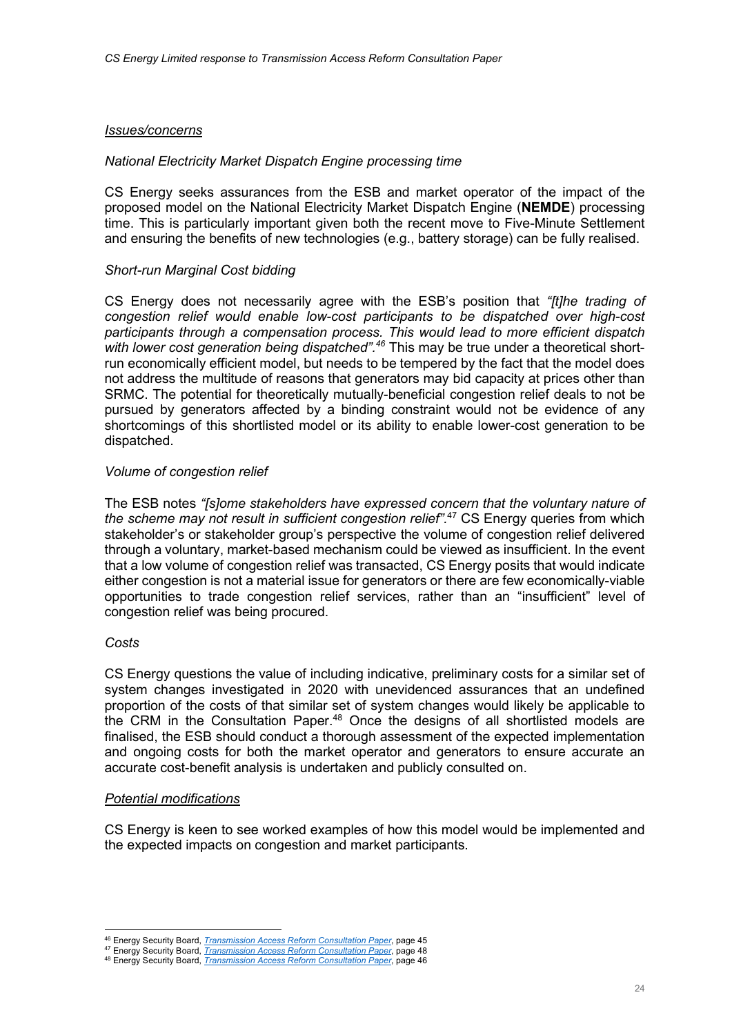*Issues/concerns*

*National Electricity Market Dispatch Engine processing time*

CS Energy seeks assurances from the ESB and market operator of the impact of the proposed model on the National Electricity Market Dispatch Engine (**NEMDE**) processing time. This is particularly important given both the recent move to Five-Minute Settlement and ensuring the benefits of new technologies (e.g., battery storage) can be fully realised.

*Short-run Marginal Cost bidding*

CS Energy does not necessarily agree with the ESB's position that *"[t]he trading of congestion relief would enable low-cost participants to be dispatched over high-cost participants through a compensation process. This would lead to more efficient dispatch with lower cost generation being dispatched".*[46] This may be true under a theoretical short-run economically efficient model, but needs to be tempered by the fact that the model does not address the multitude of reasons that generators may bid capacity at prices other than SRMC. The potential for theoretically mutually-beneficial congestion relief deals to not be pursued by generators affected by a binding constraint would not be evidence of any shortcomings of this shortlisted model or its ability to enable lower-cost generation to be dispatched.

*Volume of congestion relief*

The ESB notes *"[s]ome stakeholders have expressed concern that the voluntary nature of the scheme may not result in sufficient congestion relief".*[47] CS Energy queries from which stakeholder's or stakeholder group's perspective the volume of congestion relief delivered through a voluntary, market-based mechanism could be viewed as insufficient. In the event that a low volume of congestion relief was transacted, CS Energy posits that would indicate either congestion is not a material issue for generators or there are few economically-viable opportunities to trade congestion relief services, rather than an "insufficient" level of congestion relief was being procured.

*Costs*

CS Energy questions the value of including indicative, preliminary costs for a similar set of system changes investigated in 2020 with unevidenced assurances that an undefined proportion of the costs of that similar set of system changes would likely be applicable to the CRM in the Consultation Paper.[48] Once the designs of all shortlisted models are finalised, the ESB should conduct a thorough assessment of the expected implementation and ongoing costs for both the market operator and generators to ensure accurate an accurate cost-benefit analysis is undertaken and publicly consulted on.

*Potential modifications*

CS Energy is keen to see worked examples of how this model would be implemented and the expected impacts on congestion and market participants.

---

[46] Energy Security Board, *Transmission Access Reform Consultation Paper*, page 45
[47] Energy Security Board, *Transmission Access Reform Consultation Paper*, page 48
[48] Energy Security Board, *Transmission Access Reform Consultation Paper*, page 46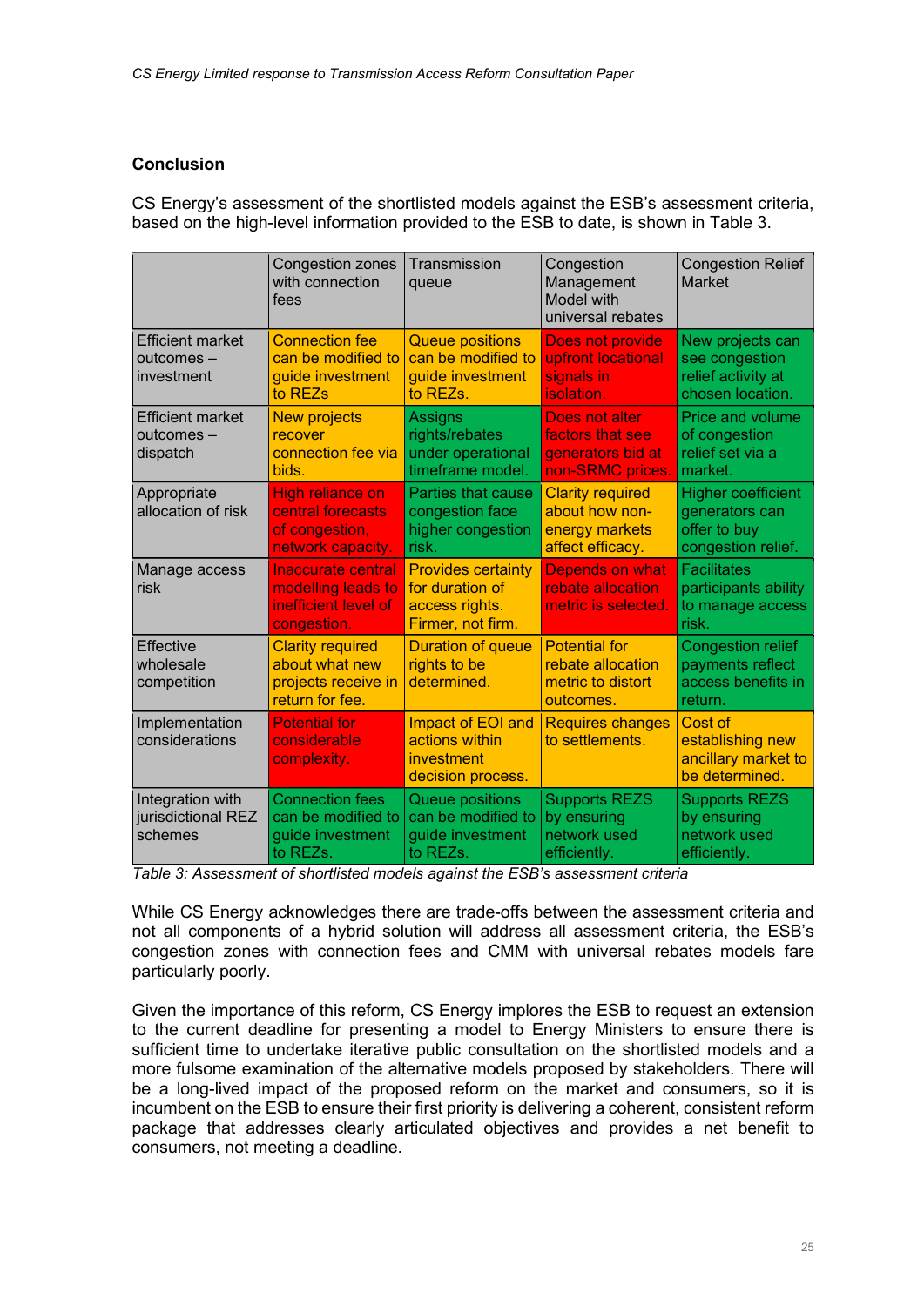### Conclusion

CS Energy's assessment of the shortlisted models against the ESB's assessment criteria, based on the high-level information provided to the ESB to date, is shown in Table 3.

| | Congestion zones with connection fees | Transmission queue | Congestion Management Model with universal rebates | Congestion Relief Market |
|---|---|---|---|---|
| Efficient market outcomes – investment | Connection fee can be modified to guide investment to REZs | Queue positions can be modified to guide investment to REZs. | Does not provide upfront locational signals in isolation. | New projects can see congestion relief activity at chosen location. |
| Efficient market outcomes – dispatch | New projects recover connection fee via bids. | Assigns rights/rebates under operational timeframe model. | Does not alter factors that see generators bid at non-SRMC prices. | Price and volume of congestion relief set via a market. |
| Appropriate allocation of risk | High reliance on central forecasts of congestion, network capacity. | Parties that cause congestion face higher congestion risk. | Clarity required about how non-energy markets affect efficacy. | Higher coefficient generators can offer to buy congestion relief. |
| Manage access risk | Inaccurate central modelling leads to inefficient level of congestion. | Provides certainty for duration of access rights. Firmer, not firm. | Depends on what rebate allocation metric is selected. | Facilitates participants ability to manage access risk. |
| Effective wholesale competition | Clarity required about what new projects receive in return for fee. | Duration of queue rights to be determined. | Potential for rebate allocation metric to distort outcomes. | Congestion relief payments reflect access benefits in return. |
| Implementation considerations | Potential for considerable complexity. | Impact of EOI and actions within investment decision process. | Requires changes to settlements. | Cost of establishing new ancillary market to be determined. |
| Integration with jurisdictional REZ schemes | Connection fees can be modified to guide investment to REZs. | Queue positions can be modified to guide investment to REZs. | Supports REZS by ensuring network used efficiently. | Supports REZS by ensuring network used efficiently. |

*Table 3: Assessment of shortlisted models against the ESB's assessment criteria*

While CS Energy acknowledges there are trade-offs between the assessment criteria and not all components of a hybrid solution will address all assessment criteria, the ESB's congestion zones with connection fees and CMM with universal rebates models fare particularly poorly.

Given the importance of this reform, CS Energy implores the ESB to request an extension to the current deadline for presenting a model to Energy Ministers to ensure there is sufficient time to undertake iterative public consultation on the shortlisted models and a more fulsome examination of the alternative models proposed by stakeholders. There will be a long-lived impact of the proposed reform on the market and consumers, so it is incumbent on the ESB to ensure their first priority is delivering a coherent, consistent reform package that addresses clearly articulated objectives and provides a net benefit to consumers, not meeting a deadline.